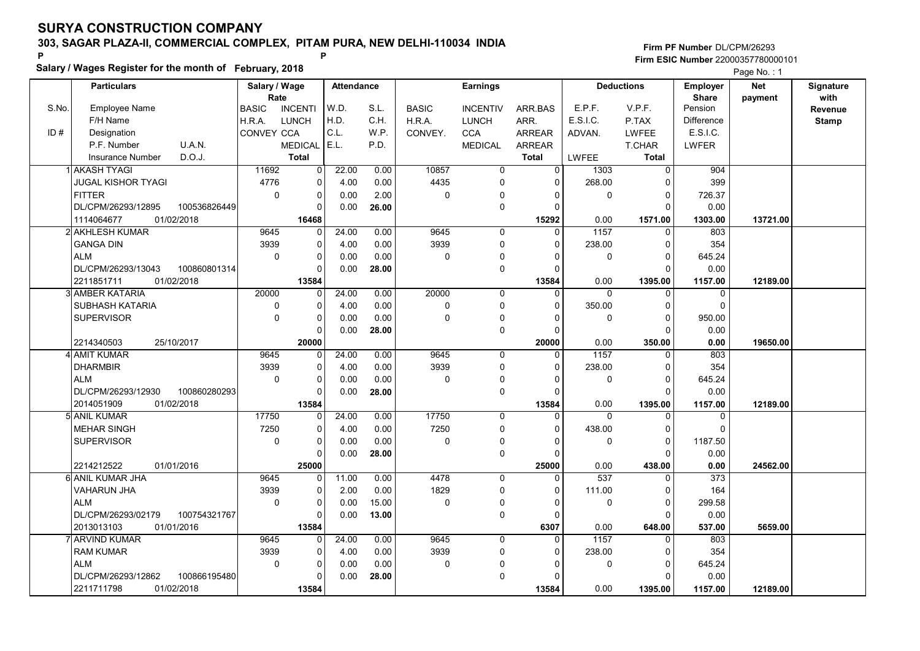# SURYA CONSTRUCTION COMPANY

**303, SAGAR PLAZA-II, COMMERCIAL COMPLEX, PITAM PURA, NEW DELHI-110034 INDIA**

P P

**Salary / Wages Register for the month of February, 2018**

**Firm PF Number** DL/CPM/26293
**Firm ESIC Number** 22000357780000101

Page No. : 1

| S.No. / ID # | Particulars: Employee Name / F/H Name / Designation / P.F. Number, U.A.N. / Insurance Number, D.O.J. | Salary / Wage Rate: BASIC / H.R.A. / CONVEY | Salary / Wage Rate: INCENTI / LUNCH / CCA / MEDICAL / Total | Attendance: W.D. / H.D. / C.L. / E.L. | Attendance: S.L. / C.H. / W.P. / P.D. | Earnings: BASIC / H.R.A. / CONVEY. | Earnings: INCENTIV / LUNCH / CCA / MEDICAL | Earnings: ARR.BAS / ARR. / ARREAR / ARREAR / Total | Deductions: E.P.F. / E.S.I.C. / ADVAN. / LWFEE | Deductions: V.P.F. / P.TAX / LWFEE / T.CHAR / Total | Employer Share: Pension / Difference / E.S.I.C. / LWFER | Net payment | Signature with Revenue Stamp |
|---|---|---|---|---|---|---|---|---|---|---|---|---|---|
| 1 | AKASH TYAGI / JUGAL KISHOR TYAGI / FITTER / DL/CPM/26293/12895, 100536826449 / 1114064677, 01/02/2018 | 11692 / 4776 / 0 | 0 / 0 / 0 / 0 / 16468 | 22.00 / 4.00 / 0.00 / 0.00 | 0.00 / 0.00 / 2.00 / 26.00 | 10857 / 4435 / 0 | 0 / 0 / 0 / 0 | 0 / 0 / 0 / 0 / 15292 | 1303 / 268.00 / 0 / 0.00 | 0 / 0 / 0 / 0 / 1571.00 | 904 / 399 / 726.37 / 0.00 / 1303.00 | 13721.00 | |
| 2 | AKHLESH KUMAR / GANGA DIN / ALM / DL/CPM/26293/13043, 100860801314 / 2211851711, 01/02/2018 | 9645 / 3939 / 0 | 0 / 0 / 0 / 0 / 13584 | 24.00 / 4.00 / 0.00 / 0.00 | 0.00 / 0.00 / 0.00 / 28.00 | 9645 / 3939 / 0 | 0 / 0 / 0 / 0 | 0 / 0 / 0 / 0 / 13584 | 1157 / 238.00 / 0 / 0.00 | 0 / 0 / 0 / 0 / 1395.00 | 803 / 354 / 645.24 / 0.00 / 1157.00 | 12189.00 | |
| 3 | AMBER KATARIA / SUBHASH KATARIA / SUPERVISOR / / 2214340503, 25/10/2017 | 20000 / 0 / 0 | 0 / 0 / 0 / 0 / 20000 | 24.00 / 4.00 / 0.00 / 0.00 | 0.00 / 0.00 / 0.00 / 28.00 | 20000 / 0 / 0 | 0 / 0 / 0 / 0 | 0 / 0 / 0 / 0 / 20000 | 0 / 350.00 / 0 / 0.00 | 0 / 0 / 0 / 0 / 350.00 | 0 / 0 / 950.00 / 0.00 / 0.00 | 19650.00 | |
| 4 | AMIT KUMAR / DHARMBIR / ALM / DL/CPM/26293/12930, 100860280293 / 2014051909, 01/02/2018 | 9645 / 3939 / 0 | 0 / 0 / 0 / 0 / 13584 | 24.00 / 4.00 / 0.00 / 0.00 | 0.00 / 0.00 / 0.00 / 28.00 | 9645 / 3939 / 0 | 0 / 0 / 0 / 0 | 0 / 0 / 0 / 0 / 13584 | 1157 / 238.00 / 0 / 0.00 | 0 / 0 / 0 / 0 / 1395.00 | 803 / 354 / 645.24 / 0.00 / 1157.00 | 12189.00 | |
| 5 | ANIL KUMAR / MEHAR SINGH / SUPERVISOR / / 2214212522, 01/01/2016 | 17750 / 7250 / 0 | 0 / 0 / 0 / 0 / 25000 | 24.00 / 4.00 / 0.00 / 0.00 | 0.00 / 0.00 / 0.00 / 28.00 | 17750 / 7250 / 0 | 0 / 0 / 0 / 0 | 0 / 0 / 0 / 0 / 25000 | 0 / 438.00 / 0 / 0.00 | 0 / 0 / 0 / 0 / 438.00 | 0 / 0 / 1187.50 / 0.00 / 0.00 | 24562.00 | |
| 6 | ANIL KUMAR JHA / VAHARUN JHA / ALM / DL/CPM/26293/02179, 100754321767 / 2013013103, 01/01/2016 | 9645 / 3939 / 0 | 0 / 0 / 0 / 0 / 13584 | 11.00 / 2.00 / 0.00 / 0.00 | 0.00 / 0.00 / 15.00 / 13.00 | 4478 / 1829 / 0 | 0 / 0 / 0 / 0 | 0 / 0 / 0 / 0 / 6307 | 537 / 111.00 / 0 / 0.00 | 0 / 0 / 0 / 0 / 648.00 | 373 / 164 / 299.58 / 0.00 / 537.00 | 5659.00 | |
| 7 | ARVIND KUMAR / RAM KUMAR / ALM / DL/CPM/26293/12862, 100866195480 / 2211711798, 01/02/2018 | 9645 / 3939 / 0 | 0 / 0 / 0 / 0 / 13584 | 24.00 / 4.00 / 0.00 / 0.00 | 0.00 / 0.00 / 0.00 / 28.00 | 9645 / 3939 / 0 | 0 / 0 / 0 / 0 | 0 / 0 / 0 / 0 / 13584 | 1157 / 238.00 / 0 / 0.00 | 0 / 0 / 0 / 0 / 1395.00 | 803 / 354 / 645.24 / 0.00 / 1157.00 | 12189.00 | |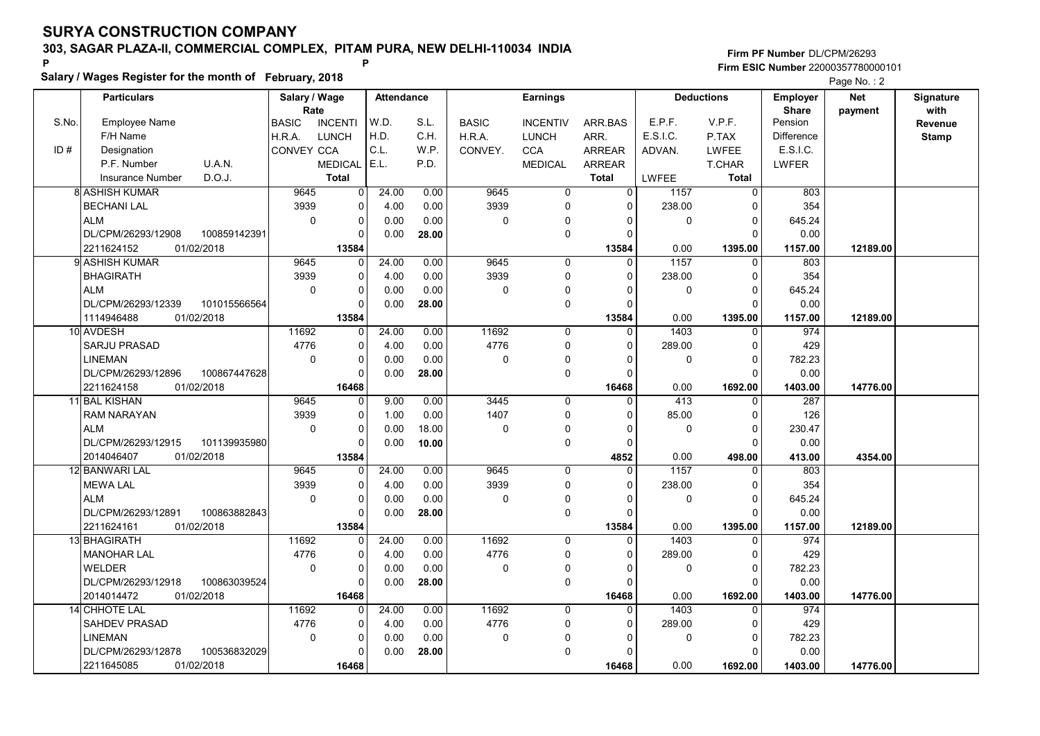# SURYA CONSTRUCTION COMPANY

## 303, SAGAR PLAZA-II, COMMERCIAL COMPLEX, PITAM PURA, NEW DELHI-110034 INDIA

P P

**Salary / Wages Register for the month of February, 2018**

Firm PF Number DL/CPM/26293
Firm ESIC Number 22000357780000101

Page No. : 2

| S.No. / ID # | Particulars: Employee Name / F/H Name / Designation / P.F. Number, U.A.N. / Insurance Number, D.O.J. | Salary / Wage Rate: BASIC / H.R.A. / CONVEY | Rate: INCENTI / LUNCH / CCA / MEDICAL / Total | Attendance: W.D. / H.D. / C.L. / E.L. | Attendance: S.L. / C.H. / W.P. / P.D. | Earnings: BASIC / H.R.A. / CONVEY. | Earnings: INCENTIV / LUNCH / CCA / MEDICAL | Earnings: ARR.BAS / ARR. / ARREAR / ARREAR / Total | Deductions: E.P.F. / E.S.I.C. / ADVAN. / LWFEE | Deductions: V.P.F. / P.TAX / LWFEE / T.CHAR / Total | Employer Share: Pension / Difference / E.S.I.C. / LWFER | Net payment | Signature with Revenue Stamp |
|---|---|---|---|---|---|---|---|---|---|---|---|---|---|
| 8 | ASHISH KUMAR<br>BECHANI LAL<br>ALM<br>DL/CPM/26293/12908 100859142391<br>2211624152 01/02/2018 | 9645<br>3939<br>0 | 0<br>0<br>0<br>0<br>13584 | 24.00<br>4.00<br>0.00<br>0.00 | 0.00<br>0.00<br>0.00<br>28.00 | 9645<br>3939<br>0 | 0<br>0<br>0<br>0 | 0<br>0<br>0<br>0<br>13584 | 1157<br>238.00<br>0<br>0.00 | 0<br>0<br>0<br>0<br>1395.00 | 803<br>354<br>645.24<br>0.00<br>1157.00 | 12189.00 | |
| 9 | ASHISH KUMAR<br>BHAGIRATH<br>ALM<br>DL/CPM/26293/12339 101015566564<br>1114946488 01/02/2018 | 9645<br>3939<br>0 | 0<br>0<br>0<br>0<br>13584 | 24.00<br>4.00<br>0.00<br>0.00 | 0.00<br>0.00<br>0.00<br>28.00 | 9645<br>3939<br>0 | 0<br>0<br>0<br>0 | 0<br>0<br>0<br>0<br>13584 | 1157<br>238.00<br>0<br>0.00 | 0<br>0<br>0<br>0<br>1395.00 | 803<br>354<br>645.24<br>0.00<br>1157.00 | 12189.00 | |
| 10 | AVDESH<br>SARJU PRASAD<br>LINEMAN<br>DL/CPM/26293/12896 100867447628<br>2211624158 01/02/2018 | 11692<br>4776<br>0 | 0<br>0<br>0<br>0<br>16468 | 24.00<br>4.00<br>0.00<br>0.00 | 0.00<br>0.00<br>0.00<br>28.00 | 11692<br>4776<br>0 | 0<br>0<br>0<br>0 | 0<br>0<br>0<br>0<br>16468 | 1403<br>289.00<br>0<br>0.00 | 0<br>0<br>0<br>0<br>1692.00 | 974<br>429<br>782.23<br>0.00<br>1403.00 | 14776.00 | |
| 11 | BAL KISHAN<br>RAM NARAYAN<br>ALM<br>DL/CPM/26293/12915 101139935980<br>2014046407 01/02/2018 | 9645<br>3939<br>0 | 0<br>0<br>0<br>0<br>13584 | 9.00<br>1.00<br>0.00<br>0.00 | 0.00<br>0.00<br>18.00<br>10.00 | 3445<br>1407<br>0 | 0<br>0<br>0<br>0 | 0<br>0<br>0<br>0<br>4852 | 413<br>85.00<br>0<br>0.00 | 0<br>0<br>0<br>0<br>498.00 | 287<br>126<br>230.47<br>0.00<br>413.00 | 4354.00 | |
| 12 | BANWARI LAL<br>MEWA LAL<br>ALM<br>DL/CPM/26293/12891 100863882843<br>2211624161 01/02/2018 | 9645<br>3939<br>0 | 0<br>0<br>0<br>0<br>13584 | 24.00<br>4.00<br>0.00<br>0.00 | 0.00<br>0.00<br>0.00<br>28.00 | 9645<br>3939<br>0 | 0<br>0<br>0<br>0 | 0<br>0<br>0<br>0<br>13584 | 1157<br>238.00<br>0<br>0.00 | 0<br>0<br>0<br>0<br>1395.00 | 803<br>354<br>645.24<br>0.00<br>1157.00 | 12189.00 | |
| 13 | BHAGIRATH<br>MANOHAR LAL<br>WELDER<br>DL/CPM/26293/12918 100863039524<br>2014014472 01/02/2018 | 11692<br>4776<br>0 | 0<br>0<br>0<br>0<br>16468 | 24.00<br>4.00<br>0.00<br>0.00 | 0.00<br>0.00<br>0.00<br>28.00 | 11692<br>4776<br>0 | 0<br>0<br>0<br>0 | 0<br>0<br>0<br>0<br>16468 | 1403<br>289.00<br>0<br>0.00 | 0<br>0<br>0<br>0<br>1692.00 | 974<br>429<br>782.23<br>0.00<br>1403.00 | 14776.00 | |
| 14 | CHHOTE LAL<br>SAHDEV PRASAD<br>LINEMAN<br>DL/CPM/26293/12878 100536832029<br>2211645085 01/02/2018 | 11692<br>4776<br>0 | 0<br>0<br>0<br>0<br>16468 | 24.00<br>4.00<br>0.00<br>0.00 | 0.00<br>0.00<br>0.00<br>28.00 | 11692<br>4776<br>0 | 0<br>0<br>0<br>0 | 0<br>0<br>0<br>0<br>16468 | 1403<br>289.00<br>0<br>0.00 | 0<br>0<br>0<br>0<br>1692.00 | 974<br>429<br>782.23<br>0.00<br>1403.00 | 14776.00 | |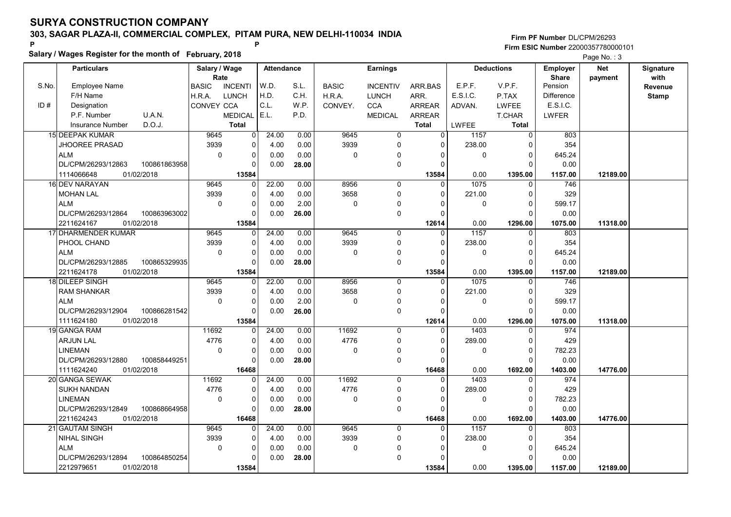# SURYA CONSTRUCTION COMPANY

**303, SAGAR PLAZA-II, COMMERCIAL COMPLEX, PITAM PURA, NEW DELHI-110034 INDIA**

P P

**Salary / Wages Register for the month of February, 2018**

Firm PF Number DL/CPM/26293
Firm ESIC Number 22000357780000101

| S.No. / ID # | Employee Name / F/H Name / Designation / P.F. Number, U.A.N. / Insurance Number, D.O.J. | BASIC / H.R.A. / CONVEY | INCENTI / LUNCH / CCA / MEDICAL / Total | W.D. / H.D. / C.L. / E.L. | S.L. / C.H. / W.P. / P.D. | BASIC / H.R.A. / CONVEY. | INCENTIV / LUNCH / CCA / MEDICAL | ARR.BAS / ARR. / ARREAR / ARREAR / Total | E.P.F. / E.S.I.C. / ADVAN. / LWFEE | V.P.F. / P.TAX / LWFEE / T.CHAR / Total | Employer Share: Pension / Difference / E.S.I.C. / LWFER | Net payment | Signature with Revenue Stamp |
|---|---|---|---|---|---|---|---|---|---|---|---|---|---|
| 15 | DEEPAK KUMAR | 9645 | 0 | 24.00 | 0.00 | 9645 | 0 | 0 | 1157 | 0 | 803 | | |
| | JHOOREE PRASAD | 3939 | 0 | 4.00 | 0.00 | 3939 | 0 | 0 | 238.00 | 0 | 354 | | |
| | ALM | 0 | 0 | 0.00 | 0.00 | 0 | 0 | 0 | 0 | 0 | 645.24 | | |
| | DL/CPM/26293/12863 100861863958 | | 0 | 0.00 | 28.00 | | 0 | 0 | | 0 | 0.00 | | |
| | 1114066648 01/02/2018 | | 13584 | | | | | 13584 | 0.00 | 1395.00 | 1157.00 | 12189.00 | |
| 16 | DEV NARAYAN | 9645 | 0 | 22.00 | 0.00 | 8956 | 0 | 0 | 1075 | 0 | 746 | | |
| | MOHAN LAL | 3939 | 0 | 4.00 | 0.00 | 3658 | 0 | 0 | 221.00 | 0 | 329 | | |
| | ALM | 0 | 0 | 0.00 | 2.00 | 0 | 0 | 0 | 0 | 0 | 599.17 | | |
| | DL/CPM/26293/12864 100863963002 | | 0 | 0.00 | 26.00 | | 0 | 0 | | 0 | 0.00 | | |
| | 2211624167 01/02/2018 | | 13584 | | | | | 12614 | 0.00 | 1296.00 | 1075.00 | 11318.00 | |
| 17 | DHARMENDER KUMAR | 9645 | 0 | 24.00 | 0.00 | 9645 | 0 | 0 | 1157 | 0 | 803 | | |
| | PHOOL CHAND | 3939 | 0 | 4.00 | 0.00 | 3939 | 0 | 0 | 238.00 | 0 | 354 | | |
| | ALM | 0 | 0 | 0.00 | 0.00 | 0 | 0 | 0 | 0 | 0 | 645.24 | | |
| | DL/CPM/26293/12885 100865329935 | | 0 | 0.00 | 28.00 | | 0 | 0 | | 0 | 0.00 | | |
| | 2211624178 01/02/2018 | | 13584 | | | | | 13584 | 0.00 | 1395.00 | 1157.00 | 12189.00 | |
| 18 | DILEEP SINGH | 9645 | 0 | 22.00 | 0.00 | 8956 | 0 | 0 | 1075 | 0 | 746 | | |
| | RAM SHANKAR | 3939 | 0 | 4.00 | 0.00 | 3658 | 0 | 0 | 221.00 | 0 | 329 | | |
| | ALM | 0 | 0 | 0.00 | 2.00 | 0 | 0 | 0 | 0 | 0 | 599.17 | | |
| | DL/CPM/26293/12904 100866281542 | | 0 | 0.00 | 26.00 | | 0 | 0 | | 0 | 0.00 | | |
| | 1111624180 01/02/2018 | | 13584 | | | | | 12614 | 0.00 | 1296.00 | 1075.00 | 11318.00 | |
| 19 | GANGA RAM | 11692 | 0 | 24.00 | 0.00 | 11692 | 0 | 0 | 1403 | 0 | 974 | | |
| | ARJUN LAL | 4776 | 0 | 4.00 | 0.00 | 4776 | 0 | 0 | 289.00 | 0 | 429 | | |
| | LINEMAN | 0 | 0 | 0.00 | 0.00 | 0 | 0 | 0 | 0 | 0 | 782.23 | | |
| | DL/CPM/26293/12880 100858449251 | | 0 | 0.00 | 28.00 | | 0 | 0 | | 0 | 0.00 | | |
| | 1111624240 01/02/2018 | | 16468 | | | | | 16468 | 0.00 | 1692.00 | 1403.00 | 14776.00 | |
| 20 | GANGA SEWAK | 11692 | 0 | 24.00 | 0.00 | 11692 | 0 | 0 | 1403 | 0 | 974 | | |
| | SUKH NANDAN | 4776 | 0 | 4.00 | 0.00 | 4776 | 0 | 0 | 289.00 | 0 | 429 | | |
| | LINEMAN | 0 | 0 | 0.00 | 0.00 | 0 | 0 | 0 | 0 | 0 | 782.23 | | |
| | DL/CPM/26293/12849 100868664958 | | 0 | 0.00 | 28.00 | | 0 | 0 | | 0 | 0.00 | | |
| | 2211624243 01/02/2018 | | 16468 | | | | | 16468 | 0.00 | 1692.00 | 1403.00 | 14776.00 | |
| 21 | GAUTAM SINGH | 9645 | 0 | 24.00 | 0.00 | 9645 | 0 | 0 | 1157 | 0 | 803 | | |
| | NIHAL SINGH | 3939 | 0 | 4.00 | 0.00 | 3939 | 0 | 0 | 238.00 | 0 | 354 | | |
| | ALM | 0 | 0 | 0.00 | 0.00 | 0 | 0 | 0 | 0 | 0 | 645.24 | | |
| | DL/CPM/26293/12894 100864850254 | | 0 | 0.00 | 28.00 | | 0 | 0 | | 0 | 0.00 | | |
| | 2212979651 01/02/2018 | | 13584 | | | | | 13584 | 0.00 | 1395.00 | 1157.00 | 12189.00 | |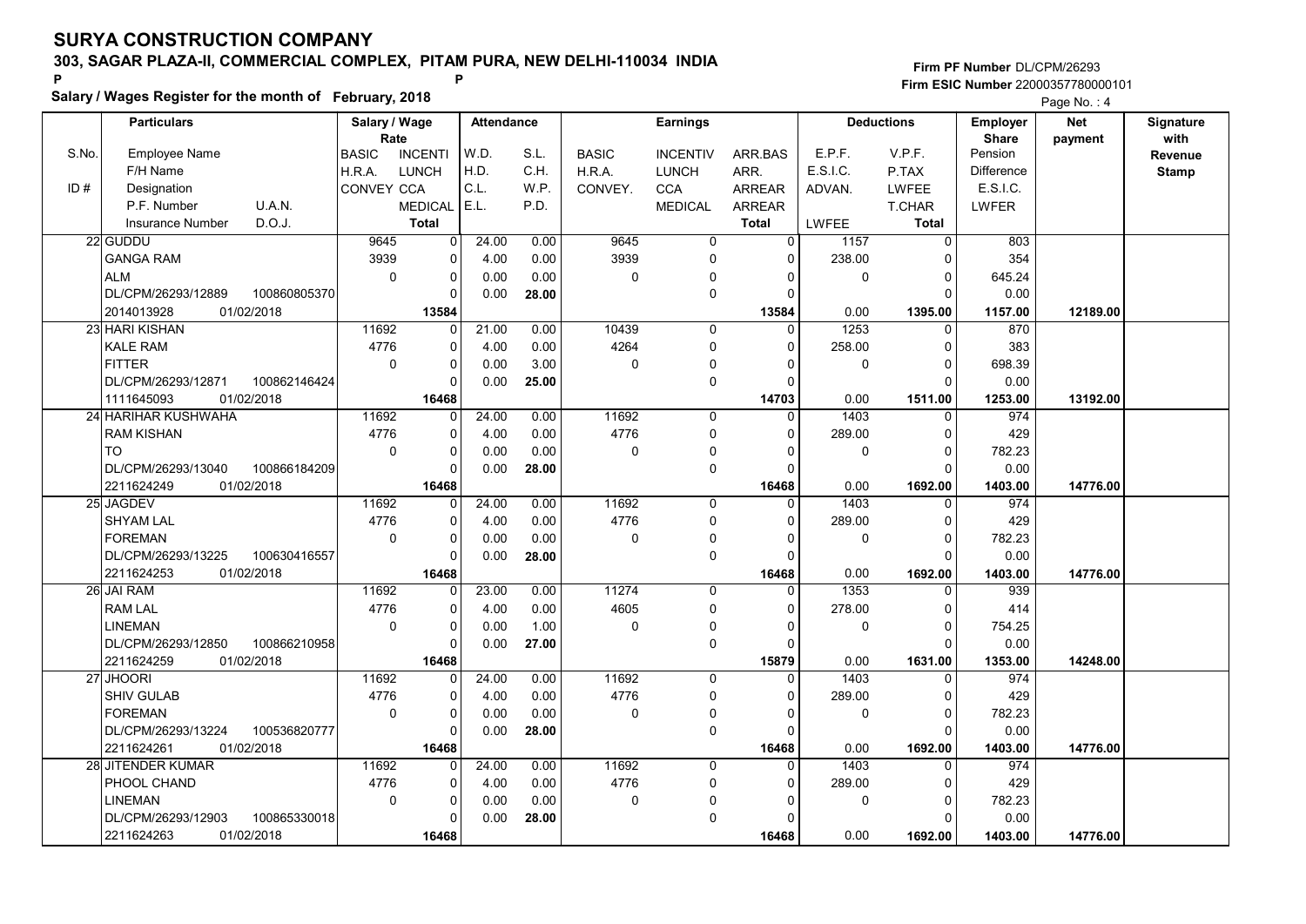# SURYA CONSTRUCTION COMPANY

## 303, SAGAR PLAZA-II, COMMERCIAL COMPLEX, PITAM PURA, NEW DELHI-110034 INDIA

P P

**Salary / Wages Register for the month of February, 2018**

**Firm PF Number** DL/CPM/26293
**Firm ESIC Number** 22000357780000101

Page No. : 4

| S.No. / ID # | Particulars: Employee Name / F/H Name / Designation / P.F. Number / U.A.N. / Insurance Number / D.O.J. | Salary / Wage Rate: BASIC / H.R.A. / CONVEY | INCENTI / LUNCH / CCA / MEDICAL / Total | Attendance: W.D. / H.D. / C.L. / E.L. | S.L. / C.H. / W.P. / P.D. | Earnings: BASIC / H.R.A. / CONVEY. | INCENTIV / LUNCH / CCA / MEDICAL | ARR.BAS / ARR. / ARREAR / ARREAR / Total | Deductions: E.P.F. / E.S.I.C. / ADVAN. / LWFEE | V.P.F. / P.TAX / LWFEE / T.CHAR / Total | Employer Share: Pension / Difference / E.S.I.C. / LWFER | Net payment | Signature with Revenue Stamp |
|---|---|---|---|---|---|---|---|---|---|---|---|---|---|
| 22 | GUDDU | 9645 | 0 | 24.00 | 0.00 | 9645 | 0 | 0 | 1157 | 0 | 803 | | |
| | GANGA RAM | 3939 | 0 | 4.00 | 0.00 | 3939 | 0 | 0 | 238.00 | 0 | 354 | | |
| | ALM | 0 | 0 | 0.00 | 0.00 | 0 | 0 | 0 | 0 | 0 | 645.24 | | |
| | DL/CPM/26293/12889 100860805370 | | 0 | 0.00 | 28.00 | | 0 | 0 | | 0 | 0.00 | | |
| | 2014013928 01/02/2018 | | 13584 | | | | | 13584 | 0.00 | 1395.00 | 1157.00 | 12189.00 | |
| 23 | HARI KISHAN | 11692 | 0 | 21.00 | 0.00 | 10439 | 0 | 0 | 1253 | 0 | 870 | | |
| | KALE RAM | 4776 | 0 | 4.00 | 0.00 | 4264 | 0 | 0 | 258.00 | 0 | 383 | | |
| | FITTER | 0 | 0 | 0.00 | 3.00 | 0 | 0 | 0 | 0 | 0 | 698.39 | | |
| | DL/CPM/26293/12871 100862146424 | | 0 | 0.00 | 25.00 | | 0 | 0 | | 0 | 0.00 | | |
| | 1111645093 01/02/2018 | | 16468 | | | | | 14703 | 0.00 | 1511.00 | 1253.00 | 13192.00 | |
| 24 | HARIHAR KUSHWAHA | 11692 | 0 | 24.00 | 0.00 | 11692 | 0 | 0 | 1403 | 0 | 974 | | |
| | RAM KISHAN | 4776 | 0 | 4.00 | 0.00 | 4776 | 0 | 0 | 289.00 | 0 | 429 | | |
| | TO | 0 | 0 | 0.00 | 0.00 | 0 | 0 | 0 | 0 | 0 | 782.23 | | |
| | DL/CPM/26293/13040 100866184209 | | 0 | 0.00 | 28.00 | | 0 | 0 | | 0 | 0.00 | | |
| | 2211624249 01/02/2018 | | 16468 | | | | | 16468 | 0.00 | 1692.00 | 1403.00 | 14776.00 | |
| 25 | JAGDEV | 11692 | 0 | 24.00 | 0.00 | 11692 | 0 | 0 | 1403 | 0 | 974 | | |
| | SHYAM LAL | 4776 | 0 | 4.00 | 0.00 | 4776 | 0 | 0 | 289.00 | 0 | 429 | | |
| | FOREMAN | 0 | 0 | 0.00 | 0.00 | 0 | 0 | 0 | 0 | 0 | 782.23 | | |
| | DL/CPM/26293/13225 100630416557 | | 0 | 0.00 | 28.00 | | 0 | 0 | | 0 | 0.00 | | |
| | 2211624253 01/02/2018 | | 16468 | | | | | 16468 | 0.00 | 1692.00 | 1403.00 | 14776.00 | |
| 26 | JAI RAM | 11692 | 0 | 23.00 | 0.00 | 11274 | 0 | 0 | 1353 | 0 | 939 | | |
| | RAM LAL | 4776 | 0 | 4.00 | 0.00 | 4605 | 0 | 0 | 278.00 | 0 | 414 | | |
| | LINEMAN | 0 | 0 | 0.00 | 1.00 | 0 | 0 | 0 | 0 | 0 | 754.25 | | |
| | DL/CPM/26293/12850 100866210958 | | 0 | 0.00 | 27.00 | | 0 | 0 | | 0 | 0.00 | | |
| | 2211624259 01/02/2018 | | 16468 | | | | | 15879 | 0.00 | 1631.00 | 1353.00 | 14248.00 | |
| 27 | JHOORI | 11692 | 0 | 24.00 | 0.00 | 11692 | 0 | 0 | 1403 | 0 | 974 | | |
| | SHIV GULAB | 4776 | 0 | 4.00 | 0.00 | 4776 | 0 | 0 | 289.00 | 0 | 429 | | |
| | FOREMAN | 0 | 0 | 0.00 | 0.00 | 0 | 0 | 0 | 0 | 0 | 782.23 | | |
| | DL/CPM/26293/13224 100536820777 | | 0 | 0.00 | 28.00 | | 0 | 0 | | 0 | 0.00 | | |
| | 2211624261 01/02/2018 | | 16468 | | | | | 16468 | 0.00 | 1692.00 | 1403.00 | 14776.00 | |
| 28 | JITENDER KUMAR | 11692 | 0 | 24.00 | 0.00 | 11692 | 0 | 0 | 1403 | 0 | 974 | | |
| | PHOOL CHAND | 4776 | 0 | 4.00 | 0.00 | 4776 | 0 | 0 | 289.00 | 0 | 429 | | |
| | LINEMAN | 0 | 0 | 0.00 | 0.00 | 0 | 0 | 0 | 0 | 0 | 782.23 | | |
| | DL/CPM/26293/12903 100865330018 | | 0 | 0.00 | 28.00 | | 0 | 0 | | 0 | 0.00 | | |
| | 2211624263 01/02/2018 | | 16468 | | | | | 16468 | 0.00 | 1692.00 | 1403.00 | 14776.00 | |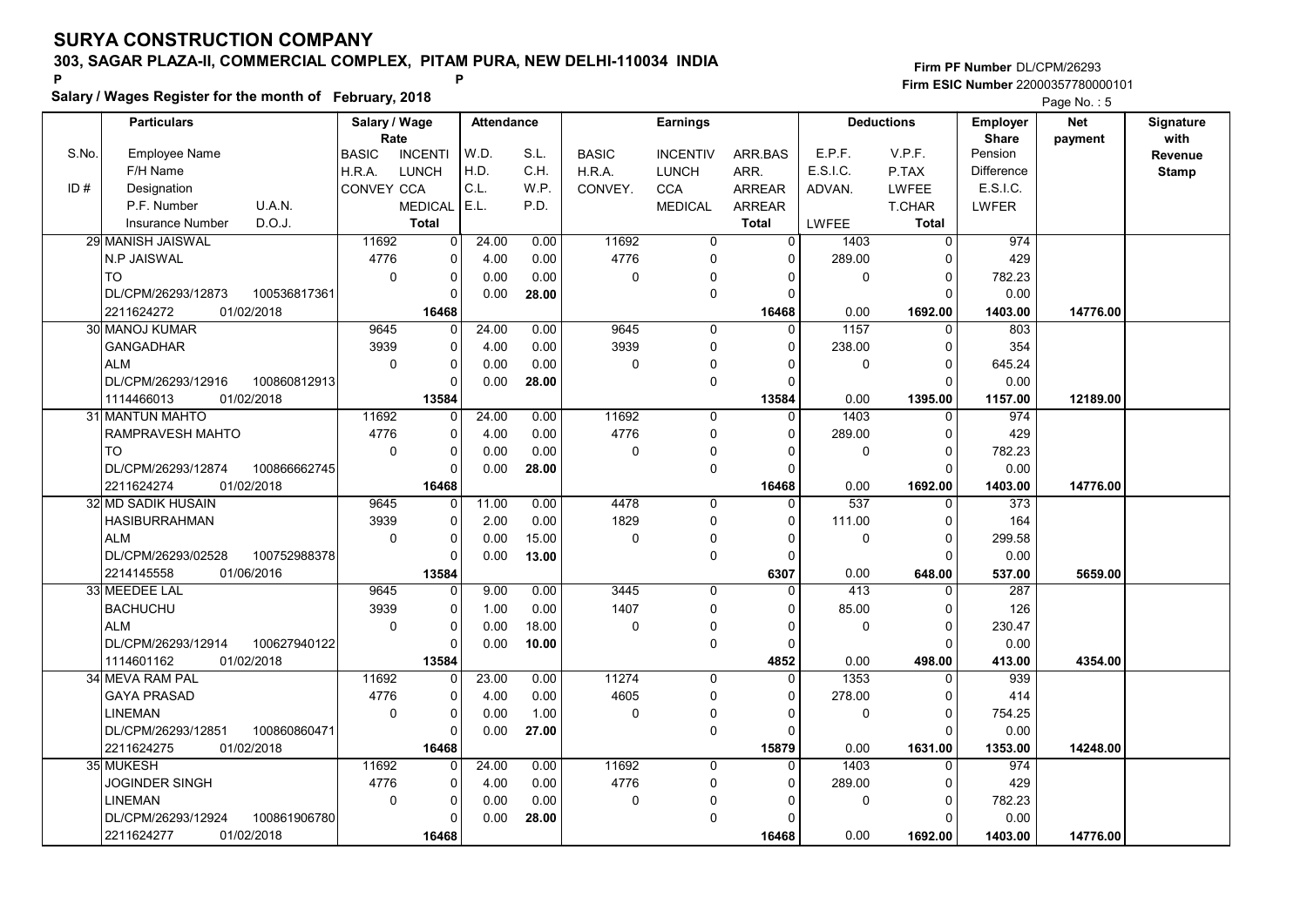# SURYA CONSTRUCTION COMPANY

## 303, SAGAR PLAZA-II, COMMERCIAL COMPLEX, PITAM PURA, NEW DELHI-110034 INDIA

P P

**Salary / Wages Register for the month of February, 2018**

Firm PF Number DL/CPM/26293
Firm ESIC Number 22000357780000101

Page No. : 5

| S.No. / ID # | Employee Name / F/H Name / Designation / P.F. Number / U.A.N. / Insurance Number / D.O.J. | Salary / Wage Rate: BASIC / H.R.A. / CONVEY | INCENTI / LUNCH / CCA / MEDICAL / Total | W.D. / H.D. / C.L. / E.L. | S.L. / C.H. / W.P. / P.D. | Earnings: BASIC / H.R.A. / CONVEY. | INCENTIV / LUNCH / CCA / MEDICAL | ARR.BAS / ARR. / ARREAR / ARREAR / Total | Deductions: E.P.F. / E.S.I.C. / ADVAN. / LWFEE | V.P.F. / P.TAX / LWFEE / T.CHAR / Total | Employer Share: Pension / Difference / E.S.I.C. / LWFER | Net payment | Signature with Revenue Stamp |
|---|---|---|---|---|---|---|---|---|---|---|---|---|---|
| 29 | MANISH JAISWAL<br>N.P JAISWAL<br>TO<br>DL/CPM/26293/12873 100536817361<br>2211624272 01/02/2018 | 11692<br>4776<br>0 | 0<br>0<br>0<br>0<br>16468 | 24.00<br>4.00<br>0.00<br>0.00 | 0.00<br>0.00<br>0.00<br>28.00 | 11692<br>4776<br>0 | 0<br>0<br>0<br>0 | 0<br>0<br>0<br>0<br>16468 | 1403<br>289.00<br>0<br>0.00 | 0<br>0<br>0<br>0<br>1692.00 | 974<br>429<br>782.23<br>0.00<br>1403.00 | 14776.00 | |
| 30 | MANOJ KUMAR<br>GANGADHAR<br>ALM<br>DL/CPM/26293/12916 100860812913<br>1114466013 01/02/2018 | 9645<br>3939<br>0 | 0<br>0<br>0<br>0<br>13584 | 24.00<br>4.00<br>0.00<br>0.00 | 0.00<br>0.00<br>0.00<br>28.00 | 9645<br>3939<br>0 | 0<br>0<br>0<br>0 | 0<br>0<br>0<br>0<br>13584 | 1157<br>238.00<br>0<br>0.00 | 0<br>0<br>0<br>0<br>1395.00 | 803<br>354<br>645.24<br>0.00<br>1157.00 | 12189.00 | |
| 31 | MANTUN MAHTO<br>RAMPRAVESH MAHTO<br>TO<br>DL/CPM/26293/12874 100866662745<br>2211624274 01/02/2018 | 11692<br>4776<br>0 | 0<br>0<br>0<br>0<br>16468 | 24.00<br>4.00<br>0.00<br>0.00 | 0.00<br>0.00<br>0.00<br>28.00 | 11692<br>4776<br>0 | 0<br>0<br>0<br>0 | 0<br>0<br>0<br>0<br>16468 | 1403<br>289.00<br>0<br>0.00 | 0<br>0<br>0<br>0<br>1692.00 | 974<br>429<br>782.23<br>0.00<br>1403.00 | 14776.00 | |
| 32 | MD SADIK HUSAIN<br>HASIBURRAHMAN<br>ALM<br>DL/CPM/26293/02528 100752988378<br>2214145558 01/06/2016 | 9645<br>3939<br>0 | 0<br>0<br>0<br>0<br>13584 | 11.00<br>2.00<br>0.00<br>0.00 | 0.00<br>0.00<br>15.00<br>13.00 | 4478<br>1829<br>0 | 0<br>0<br>0<br>0 | 0<br>0<br>0<br>0<br>6307 | 537<br>111.00<br>0<br>0.00 | 0<br>0<br>0<br>0<br>648.00 | 373<br>164<br>299.58<br>0.00<br>537.00 | 5659.00 | |
| 33 | MEEDEE LAL<br>BACHUCHU<br>ALM<br>DL/CPM/26293/12914 100627940122<br>1114601162 01/02/2018 | 9645<br>3939<br>0 | 0<br>0<br>0<br>0<br>13584 | 9.00<br>1.00<br>0.00<br>0.00 | 0.00<br>0.00<br>18.00<br>10.00 | 3445<br>1407<br>0 | 0<br>0<br>0<br>0 | 0<br>0<br>0<br>0<br>4852 | 413<br>85.00<br>0<br>0.00 | 0<br>0<br>0<br>0<br>498.00 | 287<br>126<br>230.47<br>0.00<br>413.00 | 4354.00 | |
| 34 | MEVA RAM PAL<br>GAYA PRASAD<br>LINEMAN<br>DL/CPM/26293/12851 100860860471<br>2211624275 01/02/2018 | 11692<br>4776<br>0 | 0<br>0<br>0<br>0<br>16468 | 23.00<br>4.00<br>0.00<br>0.00 | 0.00<br>0.00<br>1.00<br>27.00 | 11274<br>4605<br>0 | 0<br>0<br>0<br>0 | 0<br>0<br>0<br>0<br>15879 | 1353<br>278.00<br>0<br>0.00 | 0<br>0<br>0<br>0<br>1631.00 | 939<br>414<br>754.25<br>0.00<br>1353.00 | 14248.00 | |
| 35 | MUKESH<br>JOGINDER SINGH<br>LINEMAN<br>DL/CPM/26293/12924 100861906780<br>2211624277 01/02/2018 | 11692<br>4776<br>0 | 0<br>0<br>0<br>0<br>16468 | 24.00<br>4.00<br>0.00<br>0.00 | 0.00<br>0.00<br>0.00<br>28.00 | 11692<br>4776<br>0 | 0<br>0<br>0<br>0 | 0<br>0<br>0<br>0<br>16468 | 1403<br>289.00<br>0<br>0.00 | 0<br>0<br>0<br>0<br>1692.00 | 974<br>429<br>782.23<br>0.00<br>1403.00 | 14776.00 | |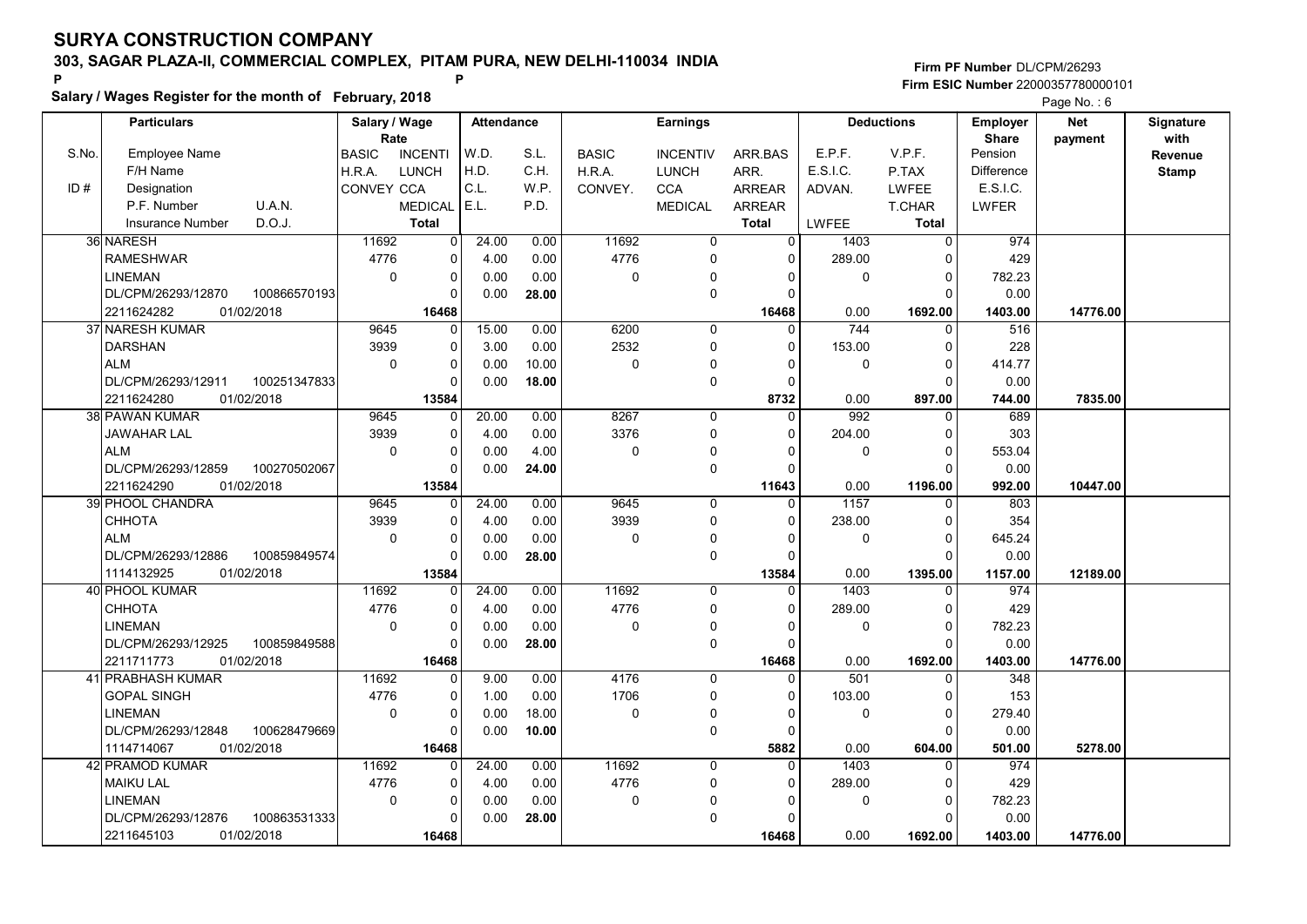# SURYA CONSTRUCTION COMPANY

## 303, SAGAR PLAZA-II, COMMERCIAL COMPLEX, PITAM PURA, NEW DELHI-110034 INDIA

**Salary / Wages Register for the month of February, 2018**

Firm PF Number DL/CPM/26293
Firm ESIC Number 22000357780000101

| S.No. / ID # | Particulars: Employee Name / F/H Name / Designation / P.F. Number / U.A.N. / Insurance Number / D.O.J. | Salary / Wage Rate: BASIC / H.R.A. / CONVEY | INCENTI / LUNCH / CCA / MEDICAL / Total | Attendance: W.D. / H.D. / C.L. / E.L. | S.L. / C.H. / W.P. / P.D. | Earnings: BASIC / H.R.A. / CONVEY. | INCENTIV / LUNCH / CCA / MEDICAL | ARR.BAS / ARR. / ARREAR / ARREAR / Total | Deductions: E.P.F. / E.S.I.C. / ADVAN. / LWFEE | V.P.F. / P.TAX / LWFEE / T.CHAR / Total | Employer Share: Pension / Difference / E.S.I.C. / LWFER | Net payment | Signature with Revenue Stamp |
|---|---|---|---|---|---|---|---|---|---|---|---|---|---|
| 36 | NARESH / RAMESHWAR / LINEMAN / DL/CPM/26293/12870 100866570193 / 2211624282 01/02/2018 | 11692 / 4776 / 0 | 0 / 0 / 0 / 0 / 16468 | 24.00 / 4.00 / 0.00 / 0.00 | 0.00 / 0.00 / 0.00 / 28.00 | 11692 / 4776 / 0 | 0 / 0 / 0 / 0 | 0 / 0 / 0 / 0 / 16468 | 1403 / 289.00 / 0 / 0.00 | 0 / 0 / 0 / 0 / 1692.00 | 974 / 429 / 782.23 / 0.00 / 1403.00 | 14776.00 | |
| 37 | NARESH KUMAR / DARSHAN / ALM / DL/CPM/26293/12911 100251347833 / 2211624280 01/02/2018 | 9645 / 3939 / 0 | 0 / 0 / 0 / 0 / 13584 | 15.00 / 3.00 / 0.00 / 0.00 | 0.00 / 0.00 / 10.00 / 18.00 | 6200 / 2532 / 0 | 0 / 0 / 0 / 0 | 0 / 0 / 0 / 0 / 8732 | 744 / 153.00 / 0 / 0.00 | 0 / 0 / 0 / 0 / 897.00 | 516 / 228 / 414.77 / 0.00 / 744.00 | 7835.00 | |
| 38 | PAWAN KUMAR / JAWAHAR LAL / ALM / DL/CPM/26293/12859 100270502067 / 2211624290 01/02/2018 | 9645 / 3939 / 0 | 0 / 0 / 0 / 0 / 13584 | 20.00 / 4.00 / 0.00 / 0.00 | 0.00 / 0.00 / 4.00 / 24.00 | 8267 / 3376 / 0 | 0 / 0 / 0 / 0 | 0 / 0 / 0 / 0 / 11643 | 992 / 204.00 / 0 / 0.00 | 0 / 0 / 0 / 0 / 1196.00 | 689 / 303 / 553.04 / 0.00 / 992.00 | 10447.00 | |
| 39 | PHOOL CHANDRA / CHHOTA / ALM / DL/CPM/26293/12886 100859849574 / 1114132925 01/02/2018 | 9645 / 3939 / 0 | 0 / 0 / 0 / 0 / 13584 | 24.00 / 4.00 / 0.00 / 0.00 | 0.00 / 0.00 / 0.00 / 28.00 | 9645 / 3939 / 0 | 0 / 0 / 0 / 0 | 0 / 0 / 0 / 0 / 13584 | 1157 / 238.00 / 0 / 0.00 | 0 / 0 / 0 / 0 / 1395.00 | 803 / 354 / 645.24 / 0.00 / 1157.00 | 12189.00 | |
| 40 | PHOOL KUMAR / CHHOTA / LINEMAN / DL/CPM/26293/12925 100859849588 / 2211711773 01/02/2018 | 11692 / 4776 / 0 | 0 / 0 / 0 / 0 / 16468 | 24.00 / 4.00 / 0.00 / 0.00 | 0.00 / 0.00 / 0.00 / 28.00 | 11692 / 4776 / 0 | 0 / 0 / 0 / 0 | 0 / 0 / 0 / 0 / 16468 | 1403 / 289.00 / 0 / 0.00 | 0 / 0 / 0 / 0 / 1692.00 | 974 / 429 / 782.23 / 0.00 / 1403.00 | 14776.00 | |
| 41 | PRABHASH KUMAR / GOPAL SINGH / LINEMAN / DL/CPM/26293/12848 100628479669 / 1114714067 01/02/2018 | 11692 / 4776 / 0 | 0 / 0 / 0 / 0 / 16468 | 9.00 / 1.00 / 0.00 / 0.00 | 0.00 / 0.00 / 18.00 / 10.00 | 4176 / 1706 / 0 | 0 / 0 / 0 / 0 | 0 / 0 / 0 / 0 / 5882 | 501 / 103.00 / 0 / 0.00 | 0 / 0 / 0 / 0 / 604.00 | 348 / 153 / 279.40 / 0.00 / 501.00 | 5278.00 | |
| 42 | PRAMOD KUMAR / MAIKU LAL / LINEMAN / DL/CPM/26293/12876 100863531333 / 2211645103 01/02/2018 | 11692 / 4776 / 0 | 0 / 0 / 0 / 0 / 16468 | 24.00 / 4.00 / 0.00 / 0.00 | 0.00 / 0.00 / 0.00 / 28.00 | 11692 / 4776 / 0 | 0 / 0 / 0 / 0 | 0 / 0 / 0 / 0 / 16468 | 1403 / 289.00 / 0 / 0.00 | 0 / 0 / 0 / 0 / 1692.00 | 974 / 429 / 782.23 / 0.00 / 1403.00 | 14776.00 | |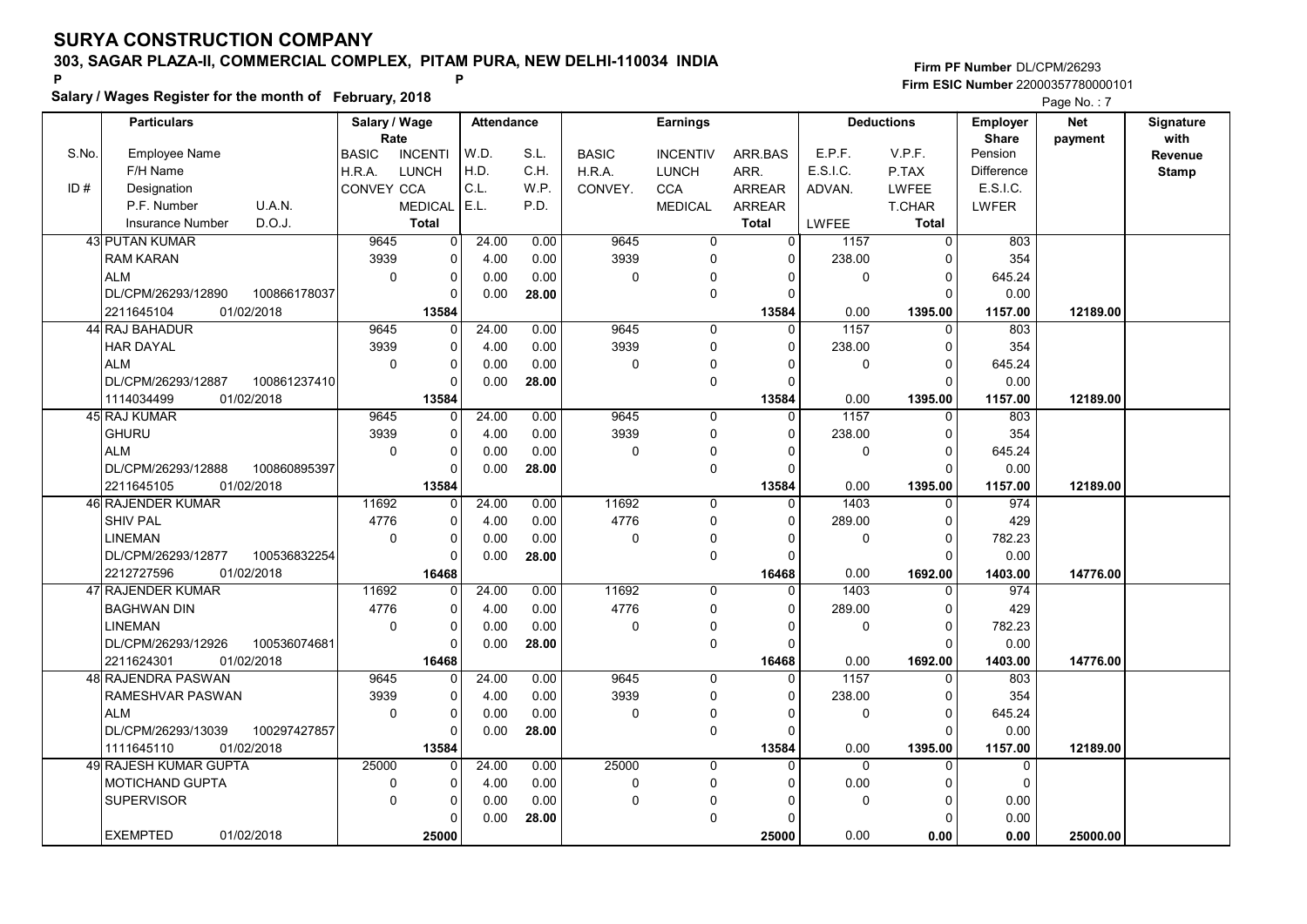# SURYA CONSTRUCTION COMPANY

## 303, SAGAR PLAZA-II, COMMERCIAL COMPLEX, PITAM PURA, NEW DELHI-110034 INDIA

**Salary / Wages Register for the month of February, 2018**

Firm PF Number DL/CPM/26293
Firm ESIC Number 22000357780000101

| S.No. / ID # | Particulars: Employee Name / F/H Name / Designation / P.F. Number, U.A.N. / Insurance Number, D.O.J. | Salary / Wage Rate: BASIC / H.R.A. / CONVEY | INCENTI / LUNCH / CCA / MEDICAL / Total | Attendance: W.D. / H.D. / C.L. / E.L. | S.L. / C.H. / W.P. / P.D. | Earnings: BASIC / H.R.A. / CONVEY. | INCENTIV / LUNCH / CCA / MEDICAL | ARR.BAS / ARR. / ARREAR / ARREAR / Total | Deductions: E.P.F. / E.S.I.C. / ADVAN. / LWFEE | V.P.F. / P.TAX / LWFEE / T.CHAR / Total | Employer Share: Pension / Difference / E.S.I.C. / LWFER | Net payment | Signature with Revenue Stamp |
|---|---|---|---|---|---|---|---|---|---|---|---|---|---|
| 43 | PUTAN KUMAR | 9645 | 0 | 24.00 | 0.00 | 9645 | 0 | 0 | 1157 | 0 | 803 | | |
| | RAM KARAN | 3939 | 0 | 4.00 | 0.00 | 3939 | 0 | 0 | 238.00 | 0 | 354 | | |
| | ALM | 0 | 0 | 0.00 | 0.00 | 0 | 0 | 0 | 0 | 0 | 645.24 | | |
| | DL/CPM/26293/12890 100866178037 | | 0 | 0.00 | 28.00 | | 0 | 0 | | 0 | 0.00 | | |
| | 2211645104 01/02/2018 | | 13584 | | | | | 13584 | 0.00 | 1395.00 | 1157.00 | 12189.00 | |
| 44 | RAJ BAHADUR | 9645 | 0 | 24.00 | 0.00 | 9645 | 0 | 0 | 1157 | 0 | 803 | | |
| | HAR DAYAL | 3939 | 0 | 4.00 | 0.00 | 3939 | 0 | 0 | 238.00 | 0 | 354 | | |
| | ALM | 0 | 0 | 0.00 | 0.00 | 0 | 0 | 0 | 0 | 0 | 645.24 | | |
| | DL/CPM/26293/12887 100861237410 | | 0 | 0.00 | 28.00 | | 0 | 0 | | 0 | 0.00 | | |
| | 1114034499 01/02/2018 | | 13584 | | | | | 13584 | 0.00 | 1395.00 | 1157.00 | 12189.00 | |
| 45 | RAJ KUMAR | 9645 | 0 | 24.00 | 0.00 | 9645 | 0 | 0 | 1157 | 0 | 803 | | |
| | GHURU | 3939 | 0 | 4.00 | 0.00 | 3939 | 0 | 0 | 238.00 | 0 | 354 | | |
| | ALM | 0 | 0 | 0.00 | 0.00 | 0 | 0 | 0 | 0 | 0 | 645.24 | | |
| | DL/CPM/26293/12888 100860895397 | | 0 | 0.00 | 28.00 | | 0 | 0 | | 0 | 0.00 | | |
| | 2211645105 01/02/2018 | | 13584 | | | | | 13584 | 0.00 | 1395.00 | 1157.00 | 12189.00 | |
| 46 | RAJENDER KUMAR | 11692 | 0 | 24.00 | 0.00 | 11692 | 0 | 0 | 1403 | 0 | 974 | | |
| | SHIV PAL | 4776 | 0 | 4.00 | 0.00 | 4776 | 0 | 0 | 289.00 | 0 | 429 | | |
| | LINEMAN | 0 | 0 | 0.00 | 0.00 | 0 | 0 | 0 | 0 | 0 | 782.23 | | |
| | DL/CPM/26293/12877 100536832254 | | 0 | 0.00 | 28.00 | | 0 | 0 | | 0 | 0.00 | | |
| | 2212727596 01/02/2018 | | 16468 | | | | | 16468 | 0.00 | 1692.00 | 1403.00 | 14776.00 | |
| 47 | RAJENDER KUMAR | 11692 | 0 | 24.00 | 0.00 | 11692 | 0 | 0 | 1403 | 0 | 974 | | |
| | BAGHWAN DIN | 4776 | 0 | 4.00 | 0.00 | 4776 | 0 | 0 | 289.00 | 0 | 429 | | |
| | LINEMAN | 0 | 0 | 0.00 | 0.00 | 0 | 0 | 0 | 0 | 0 | 782.23 | | |
| | DL/CPM/26293/12926 100536074681 | | 0 | 0.00 | 28.00 | | 0 | 0 | | 0 | 0.00 | | |
| | 2211624301 01/02/2018 | | 16468 | | | | | 16468 | 0.00 | 1692.00 | 1403.00 | 14776.00 | |
| 48 | RAJENDRA PASWAN | 9645 | 0 | 24.00 | 0.00 | 9645 | 0 | 0 | 1157 | 0 | 803 | | |
| | RAMESHVAR PASWAN | 3939 | 0 | 4.00 | 0.00 | 3939 | 0 | 0 | 238.00 | 0 | 354 | | |
| | ALM | 0 | 0 | 0.00 | 0.00 | 0 | 0 | 0 | 0 | 0 | 645.24 | | |
| | DL/CPM/26293/13039 100297427857 | | 0 | 0.00 | 28.00 | | 0 | 0 | | 0 | 0.00 | | |
| | 1111645110 01/02/2018 | | 13584 | | | | | 13584 | 0.00 | 1395.00 | 1157.00 | 12189.00 | |
| 49 | RAJESH KUMAR GUPTA | 25000 | 0 | 24.00 | 0.00 | 25000 | 0 | 0 | 0 | 0 | 0 | | |
| | MOTICHAND GUPTA | 0 | 0 | 4.00 | 0.00 | 0 | 0 | 0 | 0.00 | 0 | 0 | | |
| | SUPERVISOR | 0 | 0 | 0.00 | 0.00 | 0 | 0 | 0 | 0 | 0 | 0.00 | | |
| | | | 0 | 0.00 | 28.00 | | 0 | 0 | | 0 | 0.00 | | |
| | EXEMPTED 01/02/2018 | | 25000 | | | | | 25000 | 0.00 | 0.00 | 0.00 | 25000.00 | |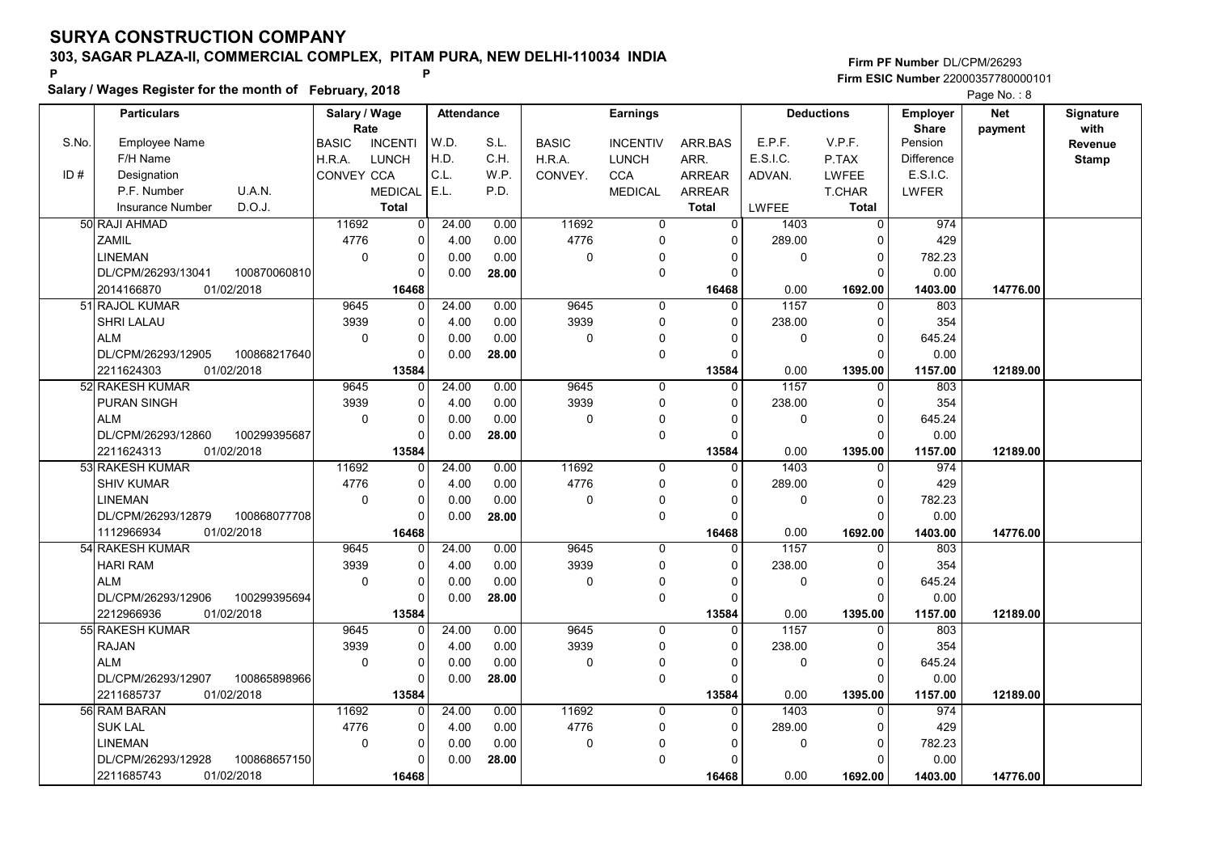# SURYA CONSTRUCTION COMPANY

## 303, SAGAR PLAZA-II, COMMERCIAL COMPLEX, PITAM PURA, NEW DELHI-110034 INDIA

P P

**Salary / Wages Register for the month of February, 2018**

Firm PF Number DL/CPM/26293
Firm ESIC Number 22000357780000101

| S.No. / ID # | Particulars: Employee Name / F/H Name / Designation / P.F. Number / U.A.N. / Insurance Number / D.O.J. | Salary / Wage Rate: BASIC / H.R.A. / CONVEY | INCENTI / LUNCH / CCA / MEDICAL / Total | Attendance: W.D. / H.D. / C.L. / E.L. | S.L. / C.H. / W.P. / P.D. | Earnings: BASIC / H.R.A. / CONVEY. | INCENTIV / LUNCH / CCA / MEDICAL | ARR.BAS / ARR. / ARREAR / ARREAR / Total | Deductions: E.P.F. / E.S.I.C. / ADVAN. / LWFEE | V.P.F. / P.TAX / LWFEE / T.CHAR / Total | Employer Share: Pension / Difference / E.S.I.C. / LWFER | Net payment | Signature with Revenue Stamp |
|---|---|---|---|---|---|---|---|---|---|---|---|---|---|
| 50 | RAJI AHMAD | 11692 | 0 | 24.00 | 0.00 | 11692 | 0 | 0 | 1403 | 0 | 974 | | |
| | ZAMIL | 4776 | 0 | 4.00 | 0.00 | 4776 | 0 | 0 | 289.00 | 0 | 429 | | |
| | LINEMAN | 0 | 0 | 0.00 | 0.00 | 0 | 0 | 0 | 0 | 0 | 782.23 | | |
| | DL/CPM/26293/13041 100870060810 | | 0 | 0.00 | 28.00 | | 0 | 0 | | 0 | 0.00 | | |
| | 2014166870 01/02/2018 | | 16468 | | | | | 16468 | 0.00 | 1692.00 | 1403.00 | 14776.00 | |
| 51 | RAJOL KUMAR | 9645 | 0 | 24.00 | 0.00 | 9645 | 0 | 0 | 1157 | 0 | 803 | | |
| | SHRI LALAU | 3939 | 0 | 4.00 | 0.00 | 3939 | 0 | 0 | 238.00 | 0 | 354 | | |
| | ALM | 0 | 0 | 0.00 | 0.00 | 0 | 0 | 0 | 0 | 0 | 645.24 | | |
| | DL/CPM/26293/12905 100868217640 | | 0 | 0.00 | 28.00 | | 0 | 0 | | 0 | 0.00 | | |
| | 2211624303 01/02/2018 | | 13584 | | | | | 13584 | 0.00 | 1395.00 | 1157.00 | 12189.00 | |
| 52 | RAKESH KUMAR | 9645 | 0 | 24.00 | 0.00 | 9645 | 0 | 0 | 1157 | 0 | 803 | | |
| | PURAN SINGH | 3939 | 0 | 4.00 | 0.00 | 3939 | 0 | 0 | 238.00 | 0 | 354 | | |
| | ALM | 0 | 0 | 0.00 | 0.00 | 0 | 0 | 0 | 0 | 0 | 645.24 | | |
| | DL/CPM/26293/12860 100299395687 | | 0 | 0.00 | 28.00 | | 0 | 0 | | 0 | 0.00 | | |
| | 2211624313 01/02/2018 | | 13584 | | | | | 13584 | 0.00 | 1395.00 | 1157.00 | 12189.00 | |
| 53 | RAKESH KUMAR | 11692 | 0 | 24.00 | 0.00 | 11692 | 0 | 0 | 1403 | 0 | 974 | | |
| | SHIV KUMAR | 4776 | 0 | 4.00 | 0.00 | 4776 | 0 | 0 | 289.00 | 0 | 429 | | |
| | LINEMAN | 0 | 0 | 0.00 | 0.00 | 0 | 0 | 0 | 0 | 0 | 782.23 | | |
| | DL/CPM/26293/12879 100868077708 | | 0 | 0.00 | 28.00 | | 0 | 0 | | 0 | 0.00 | | |
| | 1112966934 01/02/2018 | | 16468 | | | | | 16468 | 0.00 | 1692.00 | 1403.00 | 14776.00 | |
| 54 | RAKESH KUMAR | 9645 | 0 | 24.00 | 0.00 | 9645 | 0 | 0 | 1157 | 0 | 803 | | |
| | HARI RAM | 3939 | 0 | 4.00 | 0.00 | 3939 | 0 | 0 | 238.00 | 0 | 354 | | |
| | ALM | 0 | 0 | 0.00 | 0.00 | 0 | 0 | 0 | 0 | 0 | 645.24 | | |
| | DL/CPM/26293/12906 100299395694 | | 0 | 0.00 | 28.00 | | 0 | 0 | | 0 | 0.00 | | |
| | 2212966936 01/02/2018 | | 13584 | | | | | 13584 | 0.00 | 1395.00 | 1157.00 | 12189.00 | |
| 55 | RAKESH KUMAR | 9645 | 0 | 24.00 | 0.00 | 9645 | 0 | 0 | 1157 | 0 | 803 | | |
| | RAJAN | 3939 | 0 | 4.00 | 0.00 | 3939 | 0 | 0 | 238.00 | 0 | 354 | | |
| | ALM | 0 | 0 | 0.00 | 0.00 | 0 | 0 | 0 | 0 | 0 | 645.24 | | |
| | DL/CPM/26293/12907 100865898966 | | 0 | 0.00 | 28.00 | | 0 | 0 | | 0 | 0.00 | | |
| | 2211685737 01/02/2018 | | 13584 | | | | | 13584 | 0.00 | 1395.00 | 1157.00 | 12189.00 | |
| 56 | RAM BARAN | 11692 | 0 | 24.00 | 0.00 | 11692 | 0 | 0 | 1403 | 0 | 974 | | |
| | SUK LAL | 4776 | 0 | 4.00 | 0.00 | 4776 | 0 | 0 | 289.00 | 0 | 429 | | |
| | LINEMAN | 0 | 0 | 0.00 | 0.00 | 0 | 0 | 0 | 0 | 0 | 782.23 | | |
| | DL/CPM/26293/12928 100868657150 | | 0 | 0.00 | 28.00 | | 0 | 0 | | 0 | 0.00 | | |
| | 2211685743 01/02/2018 | | 16468 | | | | | 16468 | 0.00 | 1692.00 | 1403.00 | 14776.00 | |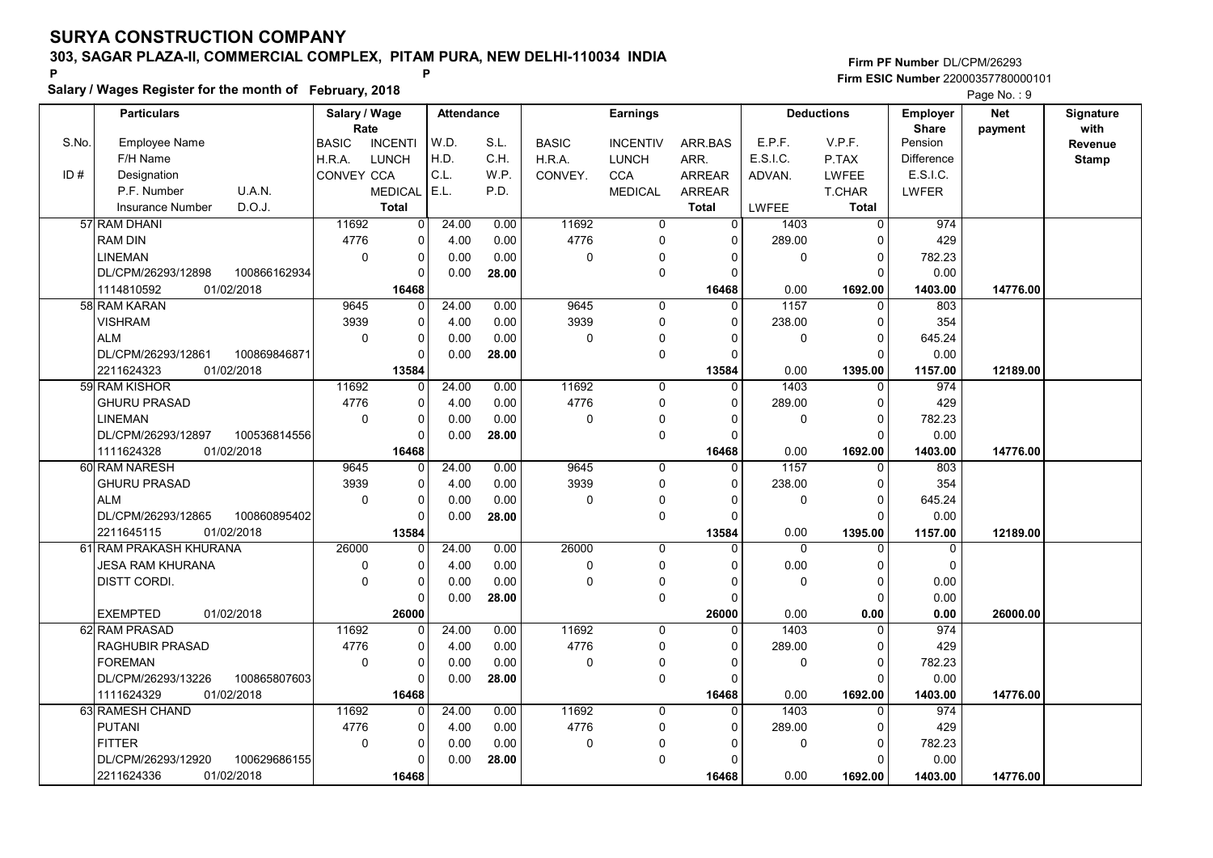# SURYA CONSTRUCTION COMPANY

## 303, SAGAR PLAZA-II, COMMERCIAL COMPLEX, PITAM PURA, NEW DELHI-110034 INDIA

**Salary / Wages Register for the month of February, 2018**

Firm PF Number DL/CPM/26293
Firm ESIC Number 22000357780000101

| S.No. | Particulars: Employee Name / F/H Name / Designation / P.F. Number, U.A.N. / Insurance Number, D.O.J. | Salary / Wage Rate: BASIC / H.R.A. / CONVEY | Rate: INCENTI / LUNCH / CCA / MEDICAL / Total | Attendance: W.D. / H.D. / C.L. / E.L. | S.L. / C.H. / W.P. / P.D. | Earnings: BASIC / H.R.A. / CONVEY. | INCENTIV / LUNCH / CCA / MEDICAL | ARR.BAS / ARR. / ARREAR / ARREAR / Total | Deductions: E.P.F. / E.S.I.C. / ADVAN. / LWFEE | V.P.F. / P.TAX / LWFEE / T.CHAR / Total | Employer Share: Pension / Difference / E.S.I.C. / LWFER | Net payment | Signature with Revenue Stamp |
|---|---|---|---|---|---|---|---|---|---|---|---|---|---|
| 57 | RAM DHANI<br>RAM DIN<br>LINEMAN<br>DL/CPM/26293/12898 100866162934<br>1114810592 01/02/2018 | 11692<br>4776<br>0 | 0<br>0<br>0<br>0<br>16468 | 24.00<br>4.00<br>0.00<br>0.00 | 0.00<br>0.00<br>0.00<br>28.00 | 11692<br>4776<br>0 | 0<br>0<br>0<br>0 | 0<br>0<br>0<br>0<br>16468 | 1403<br>289.00<br>0<br><br>0.00 | 0<br>0<br>0<br>0<br>1692.00 | 974<br>429<br>782.23<br>0.00<br>1403.00 | 14776.00 | |
| 58 | RAM KARAN<br>VISHRAM<br>ALM<br>DL/CPM/26293/12861 100869846871<br>2211624323 01/02/2018 | 9645<br>3939<br>0 | 0<br>0<br>0<br>0<br>13584 | 24.00<br>4.00<br>0.00<br>0.00 | 0.00<br>0.00<br>0.00<br>28.00 | 9645<br>3939<br>0 | 0<br>0<br>0<br>0 | 0<br>0<br>0<br>0<br>13584 | 1157<br>238.00<br>0<br><br>0.00 | 0<br>0<br>0<br>0<br>1395.00 | 803<br>354<br>645.24<br>0.00<br>1157.00 | 12189.00 | |
| 59 | RAM KISHOR<br>GHURU PRASAD<br>LINEMAN<br>DL/CPM/26293/12897 100536814556<br>1111624328 01/02/2018 | 11692<br>4776<br>0 | 0<br>0<br>0<br>0<br>16468 | 24.00<br>4.00<br>0.00<br>0.00 | 0.00<br>0.00<br>0.00<br>28.00 | 11692<br>4776<br>0 | 0<br>0<br>0<br>0 | 0<br>0<br>0<br>0<br>16468 | 1403<br>289.00<br>0<br><br>0.00 | 0<br>0<br>0<br>0<br>1692.00 | 974<br>429<br>782.23<br>0.00<br>1403.00 | 14776.00 | |
| 60 | RAM NARESH<br>GHURU PRASAD<br>ALM<br>DL/CPM/26293/12865 100860895402<br>2211645115 01/02/2018 | 9645<br>3939<br>0 | 0<br>0<br>0<br>0<br>13584 | 24.00<br>4.00<br>0.00<br>0.00 | 0.00<br>0.00<br>0.00<br>28.00 | 9645<br>3939<br>0 | 0<br>0<br>0<br>0 | 0<br>0<br>0<br>0<br>13584 | 1157<br>238.00<br>0<br><br>0.00 | 0<br>0<br>0<br>0<br>1395.00 | 803<br>354<br>645.24<br>0.00<br>1157.00 | 12189.00 | |
| 61 | RAM PRAKASH KHURANA<br>JESA RAM KHURANA<br>DISTT CORDI.<br><br>EXEMPTED 01/02/2018 | 26000<br>0<br>0 | 0<br>0<br>0<br>0<br>26000 | 24.00<br>4.00<br>0.00<br>0.00 | 0.00<br>0.00<br>0.00<br>28.00 | 26000<br>0<br>0 | 0<br>0<br>0<br>0 | 0<br>0<br>0<br>0<br>26000 | 0<br>0.00<br>0<br><br>0.00 | 0<br>0<br>0<br>0<br>0.00 | 0<br>0<br>0.00<br>0.00<br>0.00 | 26000.00 | |
| 62 | RAM PRASAD<br>RAGHUBIR PRASAD<br>FOREMAN<br>DL/CPM/26293/13226 100865807603<br>1111624329 01/02/2018 | 11692<br>4776<br>0 | 0<br>0<br>0<br>0<br>16468 | 24.00<br>4.00<br>0.00<br>0.00 | 0.00<br>0.00<br>0.00<br>28.00 | 11692<br>4776<br>0 | 0<br>0<br>0<br>0 | 0<br>0<br>0<br>0<br>16468 | 1403<br>289.00<br>0<br><br>0.00 | 0<br>0<br>0<br>0<br>1692.00 | 974<br>429<br>782.23<br>0.00<br>1403.00 | 14776.00 | |
| 63 | RAMESH CHAND<br>PUTANI<br>FITTER<br>DL/CPM/26293/12920 100629686155<br>2211624336 01/02/2018 | 11692<br>4776<br>0 | 0<br>0<br>0<br>0<br>16468 | 24.00<br>4.00<br>0.00<br>0.00 | 0.00<br>0.00<br>0.00<br>28.00 | 11692<br>4776<br>0 | 0<br>0<br>0<br>0 | 0<br>0<br>0<br>0<br>16468 | 1403<br>289.00<br>0<br><br>0.00 | 0<br>0<br>0<br>0<br>1692.00 | 974<br>429<br>782.23<br>0.00<br>1403.00 | 14776.00 | |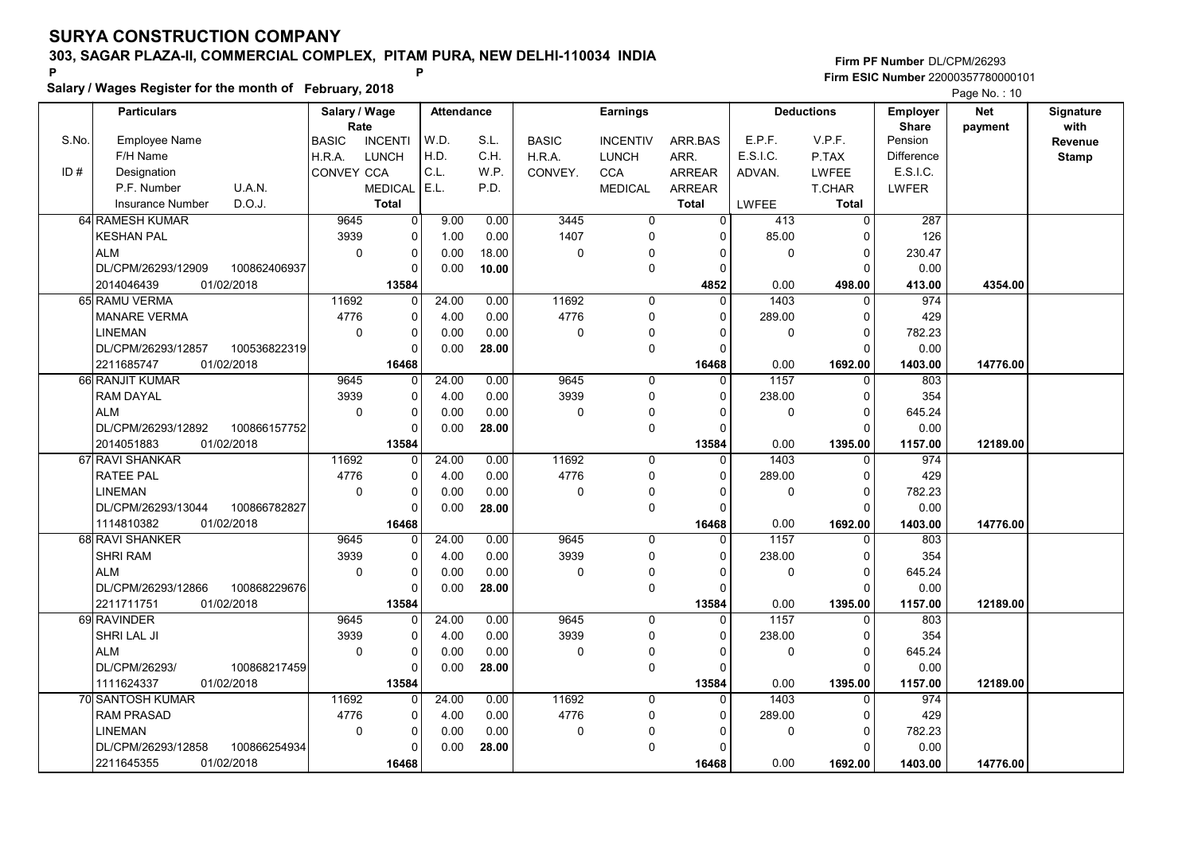# SURYA CONSTRUCTION COMPANY

## 303, SAGAR PLAZA-II, COMMERCIAL COMPLEX, PITAM PURA, NEW DELHI-110034 INDIA

P P

**Salary / Wages Register for the month of February, 2018**

Firm PF Number DL/CPM/26293
Firm ESIC Number 22000357780000101

Page No. : 10

| S.No. / ID # | Employee Name / F/H Name / Designation / P.F. Number / U.A.N. / Insurance Number / D.O.J. | Salary / Wage Rate: BASIC / H.R.A. / CONVEY | INCENTI / LUNCH / CCA / MEDICAL / Total | Attendance: W.D. / H.D. / C.L. / E.L. | S.L. / C.H. / W.P. / P.D. | Earnings: BASIC / H.R.A. / CONVEY. | INCENTIV / LUNCH / CCA / MEDICAL | ARR.BAS / ARR. / ARREAR / ARREAR / Total | Deductions: E.P.F. / E.S.I.C. / ADVAN. / LWFEE | V.P.F. / P.TAX / LWFEE / T.CHAR / Total | Employer Share: Pension / Difference / E.S.I.C. / LWFER | Net payment | Signature with Revenue Stamp |
|---|---|---|---|---|---|---|---|---|---|---|---|---|---|
| 64 | RAMESH KUMAR | 9645 | 0 | 9.00 | 0.00 | 3445 | 0 | 0 | 413 | 0 | 287 | | |
| | KESHAN PAL | 3939 | 0 | 1.00 | 0.00 | 1407 | 0 | 0 | 85.00 | 0 | 126 | | |
| | ALM | 0 | 0 | 0.00 | 18.00 | 0 | 0 | 0 | 0 | 0 | 230.47 | | |
| | DL/CPM/26293/12909 100862406937 | | 0 | 0.00 | 10.00 | | 0 | 0 | | 0 | 0.00 | | |
| | 2014046439 01/02/2018 | | 13584 | | | | | 4852 | 0.00 | 498.00 | 413.00 | 4354.00 | |
| 65 | RAMU VERMA | 11692 | 0 | 24.00 | 0.00 | 11692 | 0 | 0 | 1403 | 0 | 974 | | |
| | MANARE VERMA | 4776 | 0 | 4.00 | 0.00 | 4776 | 0 | 0 | 289.00 | 0 | 429 | | |
| | LINEMAN | 0 | 0 | 0.00 | 0.00 | 0 | 0 | 0 | 0 | 0 | 782.23 | | |
| | DL/CPM/26293/12857 100536822319 | | 0 | 0.00 | 28.00 | | 0 | 0 | | 0 | 0.00 | | |
| | 2211685747 01/02/2018 | | 16468 | | | | | 16468 | 0.00 | 1692.00 | 1403.00 | 14776.00 | |
| 66 | RANJIT KUMAR | 9645 | 0 | 24.00 | 0.00 | 9645 | 0 | 0 | 1157 | 0 | 803 | | |
| | RAM DAYAL | 3939 | 0 | 4.00 | 0.00 | 3939 | 0 | 0 | 238.00 | 0 | 354 | | |
| | ALM | 0 | 0 | 0.00 | 0.00 | 0 | 0 | 0 | 0 | 0 | 645.24 | | |
| | DL/CPM/26293/12892 100866157752 | | 0 | 0.00 | 28.00 | | 0 | 0 | | 0 | 0.00 | | |
| | 2014051883 01/02/2018 | | 13584 | | | | | 13584 | 0.00 | 1395.00 | 1157.00 | 12189.00 | |
| 67 | RAVI SHANKAR | 11692 | 0 | 24.00 | 0.00 | 11692 | 0 | 0 | 1403 | 0 | 974 | | |
| | RATEE PAL | 4776 | 0 | 4.00 | 0.00 | 4776 | 0 | 0 | 289.00 | 0 | 429 | | |
| | LINEMAN | 0 | 0 | 0.00 | 0.00 | 0 | 0 | 0 | 0 | 0 | 782.23 | | |
| | DL/CPM/26293/13044 100866782827 | | 0 | 0.00 | 28.00 | | 0 | 0 | | 0 | 0.00 | | |
| | 1114810382 01/02/2018 | | 16468 | | | | | 16468 | 0.00 | 1692.00 | 1403.00 | 14776.00 | |
| 68 | RAVI SHANKER | 9645 | 0 | 24.00 | 0.00 | 9645 | 0 | 0 | 1157 | 0 | 803 | | |
| | SHRI RAM | 3939 | 0 | 4.00 | 0.00 | 3939 | 0 | 0 | 238.00 | 0 | 354 | | |
| | ALM | 0 | 0 | 0.00 | 0.00 | 0 | 0 | 0 | 0 | 0 | 645.24 | | |
| | DL/CPM/26293/12866 100868229676 | | 0 | 0.00 | 28.00 | | 0 | 0 | | 0 | 0.00 | | |
| | 2211711751 01/02/2018 | | 13584 | | | | | 13584 | 0.00 | 1395.00 | 1157.00 | 12189.00 | |
| 69 | RAVINDER | 9645 | 0 | 24.00 | 0.00 | 9645 | 0 | 0 | 1157 | 0 | 803 | | |
| | SHRI LAL JI | 3939 | 0 | 4.00 | 0.00 | 3939 | 0 | 0 | 238.00 | 0 | 354 | | |
| | ALM | 0 | 0 | 0.00 | 0.00 | 0 | 0 | 0 | 0 | 0 | 645.24 | | |
| | DL/CPM/26293/ 100868217459 | | 0 | 0.00 | 28.00 | | 0 | 0 | | 0 | 0.00 | | |
| | 1111624337 01/02/2018 | | 13584 | | | | | 13584 | 0.00 | 1395.00 | 1157.00 | 12189.00 | |
| 70 | SANTOSH KUMAR | 11692 | 0 | 24.00 | 0.00 | 11692 | 0 | 0 | 1403 | 0 | 974 | | |
| | RAM PRASAD | 4776 | 0 | 4.00 | 0.00 | 4776 | 0 | 0 | 289.00 | 0 | 429 | | |
| | LINEMAN | 0 | 0 | 0.00 | 0.00 | 0 | 0 | 0 | 0 | 0 | 782.23 | | |
| | DL/CPM/26293/12858 100866254934 | | 0 | 0.00 | 28.00 | | 0 | 0 | | 0 | 0.00 | | |
| | 2211645355 01/02/2018 | | 16468 | | | | | 16468 | 0.00 | 1692.00 | 1403.00 | 14776.00 | |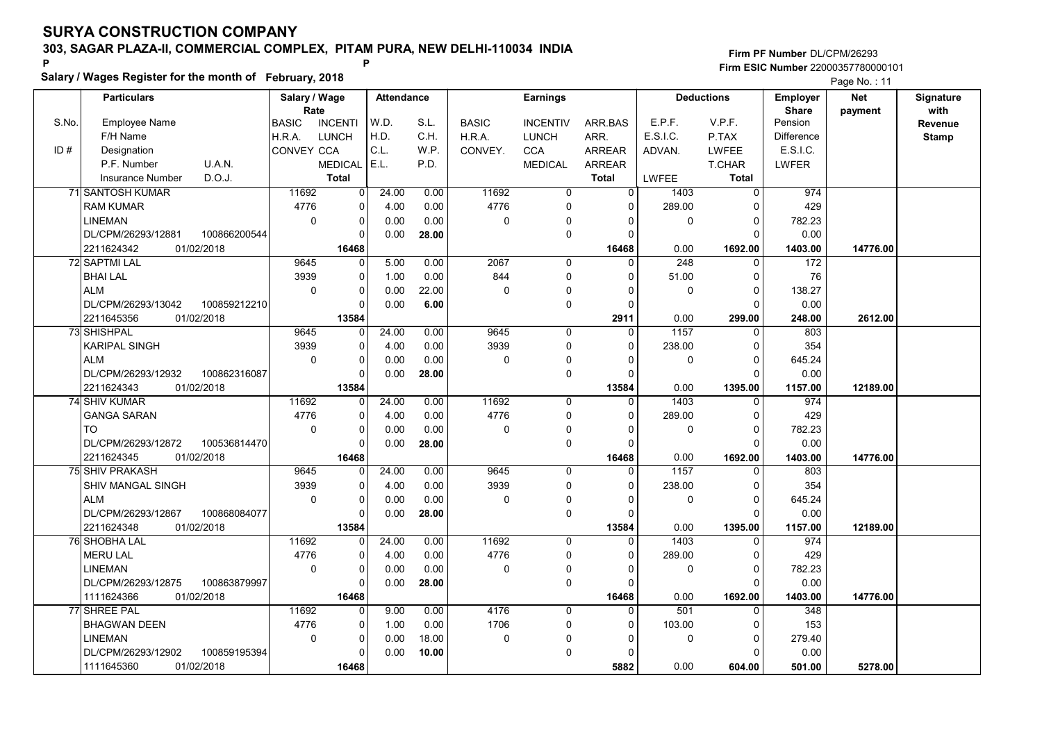# SURYA CONSTRUCTION COMPANY

## 303, SAGAR PLAZA-II, COMMERCIAL COMPLEX, PITAM PURA, NEW DELHI-110034 INDIA

**Salary / Wages Register for the month of February, 2018**

Firm PF Number DL/CPM/26293
Firm ESIC Number 22000357780000101

| S.No. / ID # | Particulars: Employee Name / F/H Name / Designation / P.F. Number / U.A.N. / Insurance Number / D.O.J. | Salary / Wage Rate: BASIC / H.R.A. / CONVEY | Salary / Wage Rate: INCENTI / LUNCH / CCA / MEDICAL / Total | Attendance: W.D. / H.D. / C.L. / E.L. | Attendance: S.L. / C.H. / W.P. / P.D. | Earnings: BASIC / H.R.A. / CONVEY. | Earnings: INCENTIV / LUNCH / CCA / MEDICAL | Earnings: ARR.BAS / ARR. / ARREAR / ARREAR / Total | Deductions: E.P.F. / E.S.I.C. / ADVAN. / LWFEE | Deductions: V.P.F. / P.TAX / LWFEE / T.CHAR / Total | Employer Share: Pension / Difference / E.S.I.C. / LWFER | Net payment | Signature with Revenue Stamp |
|---|---|---|---|---|---|---|---|---|---|---|---|---|---|
| 71 | SANTOSH KUMAR / RAM KUMAR / LINEMAN / DL/CPM/26293/12881 / 100866200544 / 2211624342 / 01/02/2018 | 11692 / 4776 / 0 | 0 / 0 / 0 / 0 / 16468 | 24.00 / 4.00 / 0.00 / 0.00 | 0.00 / 0.00 / 0.00 / 28.00 | 11692 / 4776 / 0 | 0 / 0 / 0 / 0 | 0 / 0 / 0 / 0 / 16468 | 1403 / 289.00 / 0 / 0.00 | 0 / 0 / 0 / 0 / 1692.00 | 974 / 429 / 782.23 / 0.00 / 1403.00 | 14776.00 | |
| 72 | SAPTMI LAL / BHAI LAL / ALM / DL/CPM/26293/13042 / 100859212210 / 2211645356 / 01/02/2018 | 9645 / 3939 / 0 | 0 / 0 / 0 / 0 / 13584 | 5.00 / 1.00 / 0.00 / 0.00 | 0.00 / 0.00 / 22.00 / 6.00 | 2067 / 844 / 0 | 0 / 0 / 0 / 0 | 0 / 0 / 0 / 0 / 2911 | 248 / 51.00 / 0 / 0.00 | 0 / 0 / 0 / 0 / 299.00 | 172 / 76 / 138.27 / 0.00 / 248.00 | 2612.00 | |
| 73 | SHISHPAL / KARIPAL SINGH / ALM / DL/CPM/26293/12932 / 100862316087 / 2211624343 / 01/02/2018 | 9645 / 3939 / 0 | 0 / 0 / 0 / 0 / 13584 | 24.00 / 4.00 / 0.00 / 0.00 | 0.00 / 0.00 / 0.00 / 28.00 | 9645 / 3939 / 0 | 0 / 0 / 0 / 0 | 0 / 0 / 0 / 0 / 13584 | 1157 / 238.00 / 0 / 0.00 | 0 / 0 / 0 / 0 / 1395.00 | 803 / 354 / 645.24 / 0.00 / 1157.00 | 12189.00 | |
| 74 | SHIV KUMAR / GANGA SARAN / TO / DL/CPM/26293/12872 / 100536814470 / 2211624345 / 01/02/2018 | 11692 / 4776 / 0 | 0 / 0 / 0 / 0 / 16468 | 24.00 / 4.00 / 0.00 / 0.00 | 0.00 / 0.00 / 0.00 / 28.00 | 11692 / 4776 / 0 | 0 / 0 / 0 / 0 | 0 / 0 / 0 / 0 / 16468 | 1403 / 289.00 / 0 / 0.00 | 0 / 0 / 0 / 0 / 1692.00 | 974 / 429 / 782.23 / 0.00 / 1403.00 | 14776.00 | |
| 75 | SHIV PRAKASH / SHIV MANGAL SINGH / ALM / DL/CPM/26293/12867 / 100868084077 / 2211624348 / 01/02/2018 | 9645 / 3939 / 0 | 0 / 0 / 0 / 0 / 13584 | 24.00 / 4.00 / 0.00 / 0.00 | 0.00 / 0.00 / 0.00 / 28.00 | 9645 / 3939 / 0 | 0 / 0 / 0 / 0 | 0 / 0 / 0 / 0 / 13584 | 1157 / 238.00 / 0 / 0.00 | 0 / 0 / 0 / 0 / 1395.00 | 803 / 354 / 645.24 / 0.00 / 1157.00 | 12189.00 | |
| 76 | SHOBHA LAL / MERU LAL / LINEMAN / DL/CPM/26293/12875 / 100863879997 / 1111624366 / 01/02/2018 | 11692 / 4776 / 0 | 0 / 0 / 0 / 0 / 16468 | 24.00 / 4.00 / 0.00 / 0.00 | 0.00 / 0.00 / 0.00 / 28.00 | 11692 / 4776 / 0 | 0 / 0 / 0 / 0 | 0 / 0 / 0 / 0 / 16468 | 1403 / 289.00 / 0 / 0.00 | 0 / 0 / 0 / 0 / 1692.00 | 974 / 429 / 782.23 / 0.00 / 1403.00 | 14776.00 | |
| 77 | SHREE PAL / BHAGWAN DEEN / LINEMAN / DL/CPM/26293/12902 / 100859195394 / 1111645360 / 01/02/2018 | 11692 / 4776 / 0 | 0 / 0 / 0 / 0 / 16468 | 9.00 / 1.00 / 0.00 / 0.00 | 0.00 / 0.00 / 18.00 / 10.00 | 4176 / 1706 / 0 | 0 / 0 / 0 / 0 | 0 / 0 / 0 / 0 / 5882 | 501 / 103.00 / 0 / 0.00 | 0 / 0 / 0 / 0 / 604.00 | 348 / 153 / 279.40 / 0.00 / 501.00 | 5278.00 | |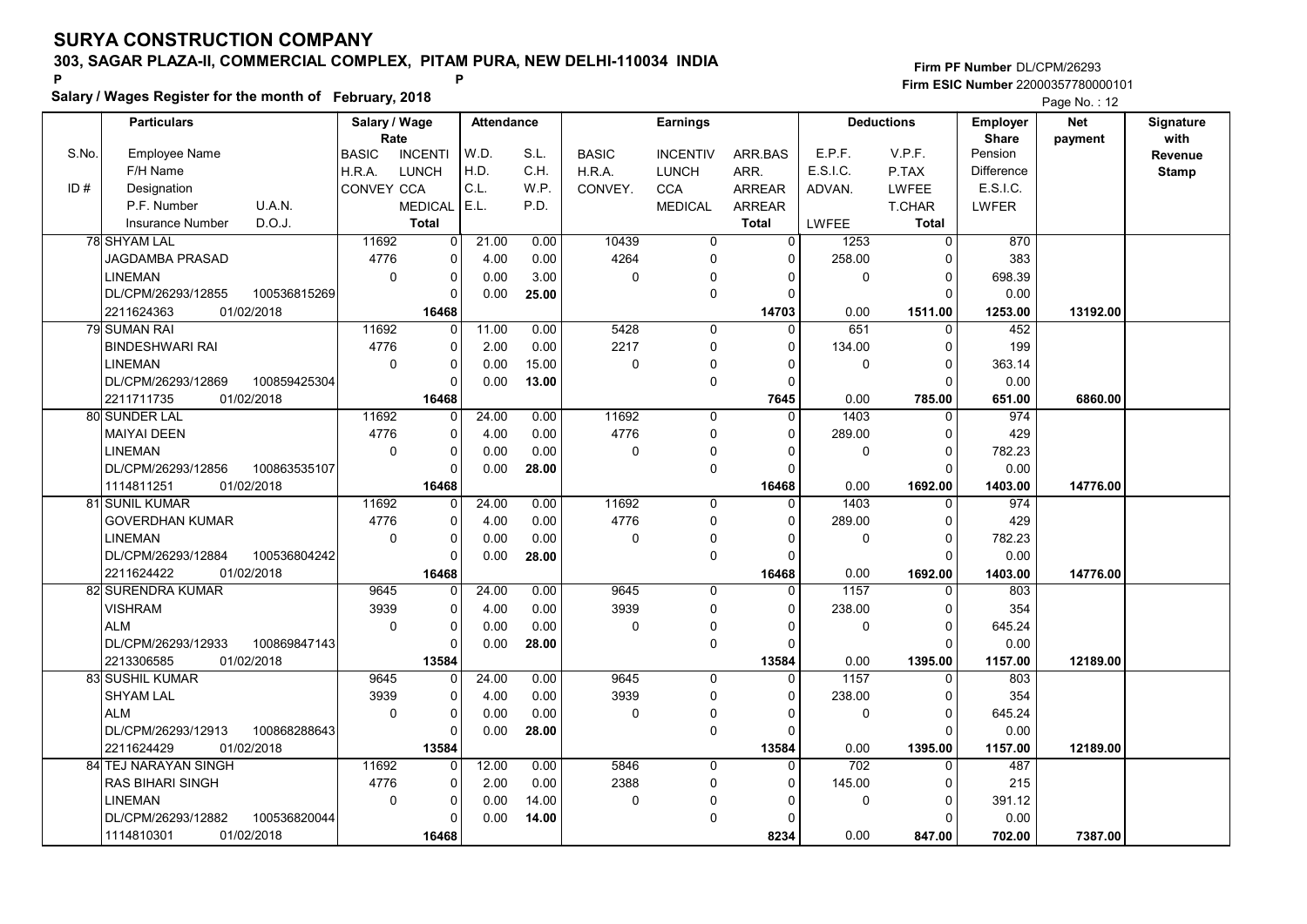# SURYA CONSTRUCTION COMPANY

## 303, SAGAR PLAZA-II, COMMERCIAL COMPLEX, PITAM PURA, NEW DELHI-110034 INDIA

**Firm PF Number** DL/CPM/26293
**Firm ESIC Number** 22000357780000101

**Salary / Wages Register for the month of February, 2018**

Page No. : 12

| S.No. | Employee Name / F/H Name / Designation / P.F. Number, U.A.N. / Insurance Number, D.O.J. | Salary / Wage Rate: BASIC / H.R.A. / CONVEY | INCENTI / LUNCH / CCA / MEDICAL / Total | Attendance: W.D. / H.D. / C.L. / E.L. | S.L. / C.H. / W.P. / P.D. | Earnings: BASIC / H.R.A. / CONVEY. | INCENTIV / LUNCH / CCA / MEDICAL | ARR.BAS / ARR. / ARREAR / ARREAR / Total | Deductions: E.P.F. / E.S.I.C. / ADVAN. / LWFEE | V.P.F. / P.TAX / LWFEE / T.CHAR / Total | Employer Share: Pension / Difference / E.S.I.C. / LWFER | Net payment | Signature with Revenue Stamp |
|---|---|---|---|---|---|---|---|---|---|---|---|---|---|
| 78 | SHYAM LAL / JAGDAMBA PRASAD / LINEMAN / DL/CPM/26293/12855, 100536815269 / 2211624363, 01/02/2018 | 11692 / 4776 / 0 | 0 / 0 / 0 / 0 / 16468 | 21.00 / 4.00 / 0.00 / 0.00 | 0.00 / 0.00 / 3.00 / 25.00 | 10439 / 4264 / 0 | 0 / 0 / 0 / 0 | 0 / 0 / 0 / 0 / 14703 | 1253 / 258.00 / 0 / 0.00 | 0 / 0 / 0 / 0 / 1511.00 | 870 / 383 / 698.39 / 0.00 / 1253.00 | 13192.00 | |
| 79 | SUMAN RAI / BINDESHWARI RAI / LINEMAN / DL/CPM/26293/12869, 100859425304 / 2211711735, 01/02/2018 | 11692 / 4776 / 0 | 0 / 0 / 0 / 0 / 16468 | 11.00 / 2.00 / 0.00 / 0.00 | 0.00 / 0.00 / 15.00 / 13.00 | 5428 / 2217 / 0 | 0 / 0 / 0 / 0 | 0 / 0 / 0 / 0 / 7645 | 651 / 134.00 / 0 / 0.00 | 0 / 0 / 0 / 0 / 785.00 | 452 / 199 / 363.14 / 0.00 / 651.00 | 6860.00 | |
| 80 | SUNDER LAL / MAIYAI DEEN / LINEMAN / DL/CPM/26293/12856, 100863535107 / 1114811251, 01/02/2018 | 11692 / 4776 / 0 | 0 / 0 / 0 / 0 / 16468 | 24.00 / 4.00 / 0.00 / 0.00 | 0.00 / 0.00 / 0.00 / 28.00 | 11692 / 4776 / 0 | 0 / 0 / 0 / 0 | 0 / 0 / 0 / 0 / 16468 | 1403 / 289.00 / 0 / 0.00 | 0 / 0 / 0 / 0 / 1692.00 | 974 / 429 / 782.23 / 0.00 / 1403.00 | 14776.00 | |
| 81 | SUNIL KUMAR / GOVERDHAN KUMAR / LINEMAN / DL/CPM/26293/12884, 100536804242 / 2211624422, 01/02/2018 | 11692 / 4776 / 0 | 0 / 0 / 0 / 0 / 16468 | 24.00 / 4.00 / 0.00 / 0.00 | 0.00 / 0.00 / 0.00 / 28.00 | 11692 / 4776 / 0 | 0 / 0 / 0 / 0 | 0 / 0 / 0 / 0 / 16468 | 1403 / 289.00 / 0 / 0.00 | 0 / 0 / 0 / 0 / 1692.00 | 974 / 429 / 782.23 / 0.00 / 1403.00 | 14776.00 | |
| 82 | SURENDRA KUMAR / VISHRAM / ALM / DL/CPM/26293/12933, 100869847143 / 2213306585, 01/02/2018 | 9645 / 3939 / 0 | 0 / 0 / 0 / 0 / 13584 | 24.00 / 4.00 / 0.00 / 0.00 | 0.00 / 0.00 / 0.00 / 28.00 | 9645 / 3939 / 0 | 0 / 0 / 0 / 0 | 0 / 0 / 0 / 0 / 13584 | 1157 / 238.00 / 0 / 0.00 | 0 / 0 / 0 / 0 / 1395.00 | 803 / 354 / 645.24 / 0.00 / 1157.00 | 12189.00 | |
| 83 | SUSHIL KUMAR / SHYAM LAL / ALM / DL/CPM/26293/12913, 100868288643 / 2211624429, 01/02/2018 | 9645 / 3939 / 0 | 0 / 0 / 0 / 0 / 13584 | 24.00 / 4.00 / 0.00 / 0.00 | 0.00 / 0.00 / 0.00 / 28.00 | 9645 / 3939 / 0 | 0 / 0 / 0 / 0 | 0 / 0 / 0 / 0 / 13584 | 1157 / 238.00 / 0 / 0.00 | 0 / 0 / 0 / 0 / 1395.00 | 803 / 354 / 645.24 / 0.00 / 1157.00 | 12189.00 | |
| 84 | TEJ NARAYAN SINGH / RAS BIHARI SINGH / LINEMAN / DL/CPM/26293/12882, 100536820044 / 1114810301, 01/02/2018 | 11692 / 4776 / 0 | 0 / 0 / 0 / 0 / 16468 | 12.00 / 2.00 / 0.00 / 0.00 | 0.00 / 0.00 / 14.00 / 14.00 | 5846 / 2388 / 0 | 0 / 0 / 0 / 0 | 0 / 0 / 0 / 0 / 8234 | 702 / 145.00 / 0 / 0.00 | 0 / 0 / 0 / 0 / 847.00 | 487 / 215 / 391.12 / 0.00 / 702.00 | 7387.00 | |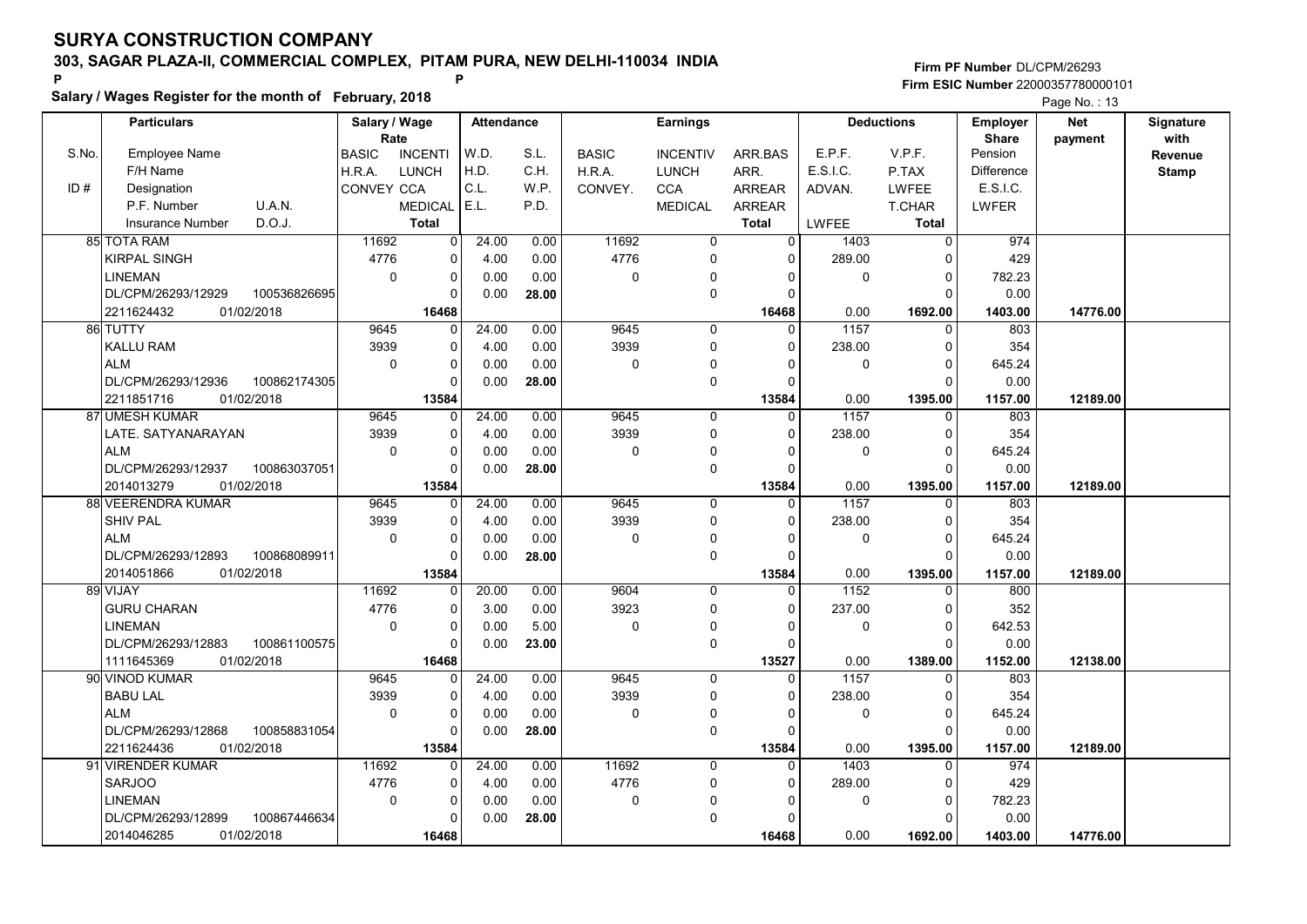# SURYA CONSTRUCTION COMPANY

**303, SAGAR PLAZA-II, COMMERCIAL COMPLEX, PITAM PURA, NEW DELHI-110034 INDIA**

P P

**Salary / Wages Register for the month of February, 2018**

**Firm PF Number** DL/CPM/26293
**Firm ESIC Number** 22000357780000101

| S.No. | Particulars<br>Employee Name<br>F/H Name<br>ID # Designation<br>P.F. Number U.A.N.<br>Insurance Number D.O.J. | Salary / Wage Rate<br>BASIC / INCENTI<br>H.R.A. / LUNCH<br>CONVEY / CCA<br>MEDICAL<br>Total | Attendance<br>W.D. / S.L.<br>H.D. / C.H.<br>C.L. / W.P.<br>E.L. / P.D. | Earnings<br>BASIC / INCENTIV / ARR.BAS<br>H.R.A. / LUNCH / ARR.<br>CONVEY. / CCA / ARREAR<br>MEDICAL / ARREAR<br>Total | Deductions<br>E.P.F. / V.P.F.<br>E.S.I.C. / P.TAX<br>ADVAN. / LWFEE<br>T.CHAR<br>LWFEE / Total | Employer Share<br>Pension<br>Difference<br>E.S.I.C.<br>LWFER | Net payment | Signature with Revenue Stamp |
|---|---|---|---|---|---|---|---|---|
| 85 | TOTA RAM<br>KIRPAL SINGH<br>LINEMAN<br>DL/CPM/26293/12929 100536826695<br>2211624432 01/02/2018 | 11692 / 0<br>4776 / 0<br>0 / 0<br>0<br>16468 | 24.00 / 0.00<br>4.00 / 0.00<br>0.00 / 0.00<br>0.00 / 28.00 | 11692 / 0 / 0<br>4776 / 0 / 0<br>0 / 0 / 0<br>0 / 0<br>16468 | 1403 / 0<br>289.00 / 0<br>0 / 0<br>0<br>0.00 / 1692.00 | 974<br>429<br>782.23<br>0.00<br>1403.00 | 14776.00 | |
| 86 | TUTTY<br>KALLU RAM<br>ALM<br>DL/CPM/26293/12936 100862174305<br>2211851716 01/02/2018 | 9645 / 0<br>3939 / 0<br>0 / 0<br>0<br>13584 | 24.00 / 0.00<br>4.00 / 0.00<br>0.00 / 0.00<br>0.00 / 28.00 | 9645 / 0 / 0<br>3939 / 0 / 0<br>0 / 0 / 0<br>0 / 0<br>13584 | 1157 / 0<br>238.00 / 0<br>0 / 0<br>0<br>0.00 / 1395.00 | 803<br>354<br>645.24<br>0.00<br>1157.00 | 12189.00 | |
| 87 | UMESH KUMAR<br>LATE. SATYANARAYAN<br>ALM<br>DL/CPM/26293/12937 100863037051<br>2014013279 01/02/2018 | 9645 / 0<br>3939 / 0<br>0 / 0<br>0<br>13584 | 24.00 / 0.00<br>4.00 / 0.00<br>0.00 / 0.00<br>0.00 / 28.00 | 9645 / 0 / 0<br>3939 / 0 / 0<br>0 / 0 / 0<br>0 / 0<br>13584 | 1157 / 0<br>238.00 / 0<br>0 / 0<br>0<br>0.00 / 1395.00 | 803<br>354<br>645.24<br>0.00<br>1157.00 | 12189.00 | |
| 88 | VEERENDRA KUMAR<br>SHIV PAL<br>ALM<br>DL/CPM/26293/12893 100868089911<br>2014051866 01/02/2018 | 9645 / 0<br>3939 / 0<br>0 / 0<br>0<br>13584 | 24.00 / 0.00<br>4.00 / 0.00<br>0.00 / 0.00<br>0.00 / 28.00 | 9645 / 0 / 0<br>3939 / 0 / 0<br>0 / 0 / 0<br>0 / 0<br>13584 | 1157 / 0<br>238.00 / 0<br>0 / 0<br>0<br>0.00 / 1395.00 | 803<br>354<br>645.24<br>0.00<br>1157.00 | 12189.00 | |
| 89 | VIJAY<br>GURU CHARAN<br>LINEMAN<br>DL/CPM/26293/12883 100861100575<br>1111645369 01/02/2018 | 11692 / 0<br>4776 / 0<br>0 / 0<br>0<br>16468 | 20.00 / 0.00<br>3.00 / 0.00<br>0.00 / 5.00<br>0.00 / 23.00 | 9604 / 0 / 0<br>3923 / 0 / 0<br>0 / 0 / 0<br>0 / 0<br>13527 | 1152 / 0<br>237.00 / 0<br>0 / 0<br>0<br>0.00 / 1389.00 | 800<br>352<br>642.53<br>0.00<br>1152.00 | 12138.00 | |
| 90 | VINOD KUMAR<br>BABU LAL<br>ALM<br>DL/CPM/26293/12868 100858831054<br>2211624436 01/02/2018 | 9645 / 0<br>3939 / 0<br>0 / 0<br>0<br>13584 | 24.00 / 0.00<br>4.00 / 0.00<br>0.00 / 0.00<br>0.00 / 28.00 | 9645 / 0 / 0<br>3939 / 0 / 0<br>0 / 0 / 0<br>0 / 0<br>13584 | 1157 / 0<br>238.00 / 0<br>0 / 0<br>0<br>0.00 / 1395.00 | 803<br>354<br>645.24<br>0.00<br>1157.00 | 12189.00 | |
| 91 | VIRENDER KUMAR<br>SARJOO<br>LINEMAN<br>DL/CPM/26293/12899 100867446634<br>2014046285 01/02/2018 | 11692 / 0<br>4776 / 0<br>0 / 0<br>0<br>16468 | 24.00 / 0.00<br>4.00 / 0.00<br>0.00 / 0.00<br>0.00 / 28.00 | 11692 / 0 / 0<br>4776 / 0 / 0<br>0 / 0 / 0<br>0 / 0<br>16468 | 1403 / 0<br>289.00 / 0<br>0 / 0<br>0<br>0.00 / 1692.00 | 974<br>429<br>782.23<br>0.00<br>1403.00 | 14776.00 | |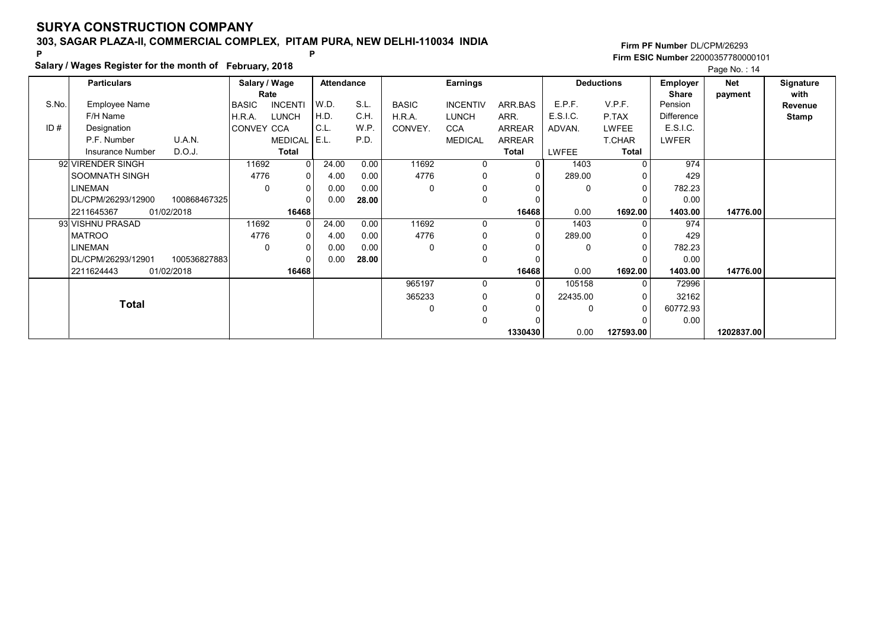# SURYA CONSTRUCTION COMPANY

**303, SAGAR PLAZA-II, COMMERCIAL COMPLEX, PITAM PURA, NEW DELHI-110034 INDIA**

**P** **P**

**Salary / Wages Register for the month of February, 2018**

**Firm PF Number** DL/CPM/26293

**Firm ESIC Number** 22000357780000101

Page No. : 14

| S.No. / ID # | Particulars | | Salary / Wage Rate | | Attendance | | Earnings | | | Deductions | | Employer Share | Net payment | Signature with Revenue Stamp |
|---|---|---|---|---|---|---|---|---|---|---|---|---|---|---|
| S.No. | Employee Name | | BASIC | INCENTI | W.D. | S.L. | BASIC | INCENTIV | ARR.BAS | E.P.F. | V.P.F. | Pension | | |
| | F/H Name | | H.R.A. | LUNCH | H.D. | C.H. | H.R.A. | LUNCH | ARR. | E.S.I.C. | P.TAX | Difference | | |
| ID # | Designation | | CONVEY | CCA | C.L. | W.P. | CONVEY. | CCA | ARREAR | ADVAN. | LWFEE | E.S.I.C. | | |
| | P.F. Number | U.A.N. | | MEDICAL | E.L. | P.D. | | MEDICAL | ARREAR | | T.CHAR | LWFER | | |
| | Insurance Number | D.O.J. | | Total | | | | | Total | LWFEE | Total | | | |
| 92 | VIRENDER SINGH | | 11692 | 0 | 24.00 | 0.00 | 11692 | 0 | 0 | 1403 | 0 | 974 | | |
| | SOOMNATH SINGH | | 4776 | 0 | 4.00 | 0.00 | 4776 | 0 | 0 | 289.00 | 0 | 429 | | |
| | LINEMAN | | 0 | 0 | 0.00 | 0.00 | 0 | 0 | 0 | 0 | 0 | 782.23 | | |
| | DL/CPM/26293/12900 | 100868467325 | | 0 | 0.00 | **28.00** | | 0 | 0 | | 0 | 0.00 | | |
| | 2211645367 | 01/02/2018 | | **16468** | | | | | **16468** | 0.00 | **1692.00** | **1403.00** | **14776.00** | |
| 93 | VISHNU PRASAD | | 11692 | 0 | 24.00 | 0.00 | 11692 | 0 | 0 | 1403 | 0 | 974 | | |
| | MATROO | | 4776 | 0 | 4.00 | 0.00 | 4776 | 0 | 0 | 289.00 | 0 | 429 | | |
| | LINEMAN | | 0 | 0 | 0.00 | 0.00 | 0 | 0 | 0 | 0 | 0 | 782.23 | | |
| | DL/CPM/26293/12901 | 100536827883 | | 0 | 0.00 | **28.00** | | 0 | 0 | | 0 | 0.00 | | |
| | 2211624443 | 01/02/2018 | | **16468** | | | | | **16468** | 0.00 | **1692.00** | **1403.00** | **14776.00** | |
| | **Total** | | | | | | 965197 | 0 | 0 | 105158 | 0 | 72996 | | |
| | | | | | | | 365233 | 0 | 0 | 22435.00 | 0 | 32162 | | |
| | | | | | | | 0 | 0 | 0 | 0 | 0 | 60772.93 | | |
| | | | | | | | | 0 | 0 | | 0 | 0.00 | | |
| | | | | | | | | | **1330430** | 0.00 | **127593.00** | | **1202837.00** | |